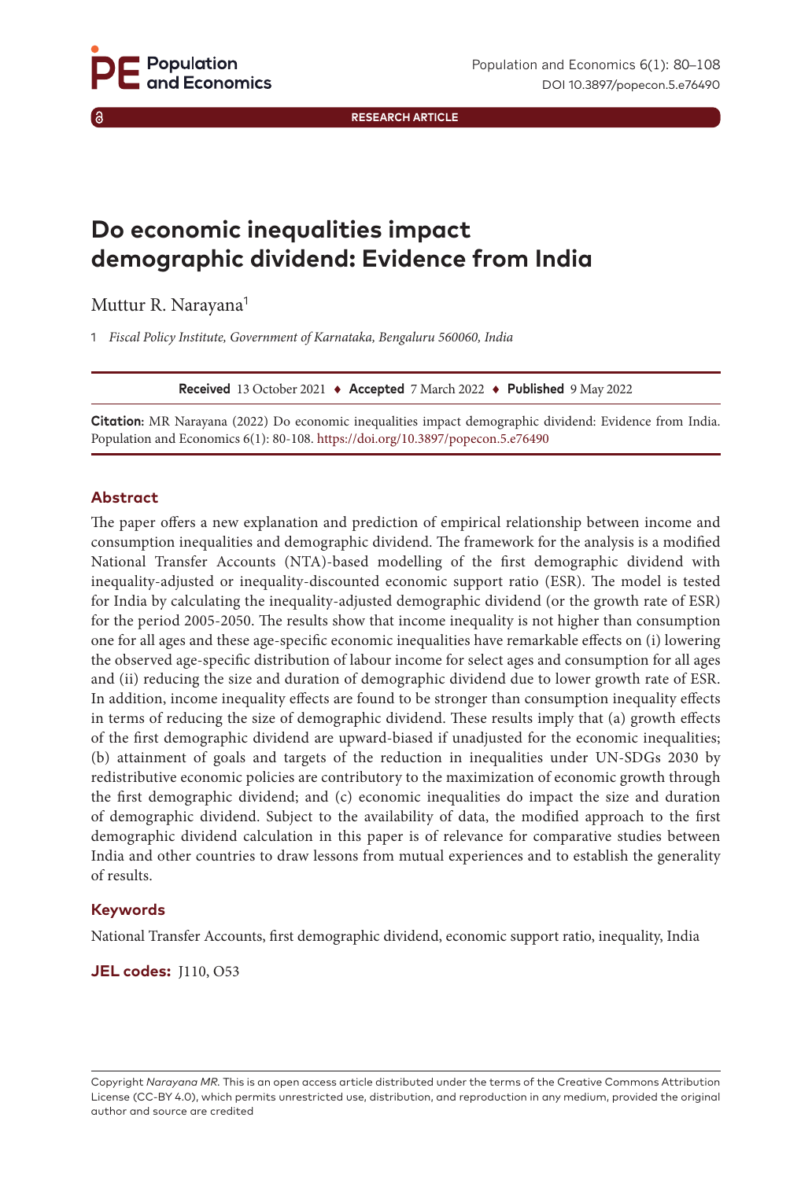RESEARCH ARTICLE

# Do economic inequalities impact demographic dividend: Evidence from India

Muttur R. Narayana[1]

1 *Fiscal Policy Institute, Government of Karnataka, Bengaluru 560060, India*

**Received** 13 October 2021 ♦ **Accepted** 7 March 2022 ♦ **Published** 9 May 2022

**Citation:** MR Narayana (2022) Do economic inequalities impact demographic dividend: Evidence from India. Population and Economics 6(1): 80-108. https://doi.org/10.3897/popecon.5.e76490

## Abstract

The paper offers a new explanation and prediction of empirical relationship between income and consumption inequalities and demographic dividend. The framework for the analysis is a modified National Transfer Accounts (NTA)-based modelling of the first demographic dividend with inequality-adjusted or inequality-discounted economic support ratio (ESR). The model is tested for India by calculating the inequality-adjusted demographic dividend (or the growth rate of ESR) for the period 2005-2050. The results show that income inequality is not higher than consumption one for all ages and these age-specific economic inequalities have remarkable effects on (i) lowering the observed age-specific distribution of labour income for select ages and consumption for all ages and (ii) reducing the size and duration of demographic dividend due to lower growth rate of ESR. In addition, income inequality effects are found to be stronger than consumption inequality effects in terms of reducing the size of demographic dividend. These results imply that (a) growth effects of the first demographic dividend are upward-biased if unadjusted for the economic inequalities; (b) attainment of goals and targets of the reduction in inequalities under UN-SDGs 2030 by redistributive economic policies are contributory to the maximization of economic growth through the first demographic dividend; and (c) economic inequalities do impact the size and duration of demographic dividend. Subject to the availability of data, the modified approach to the first demographic dividend calculation in this paper is of relevance for comparative studies between India and other countries to draw lessons from mutual experiences and to establish the generality of results.

## Keywords

National Transfer Accounts, first demographic dividend, economic support ratio, inequality, India

**JEL codes:** J110, O53

Copyright *Narayana MR.* This is an open access article distributed under the terms of the Creative Commons Attribution License (CC-BY 4.0), which permits unrestricted use, distribution, and reproduction in any medium, provided the original author and source are credited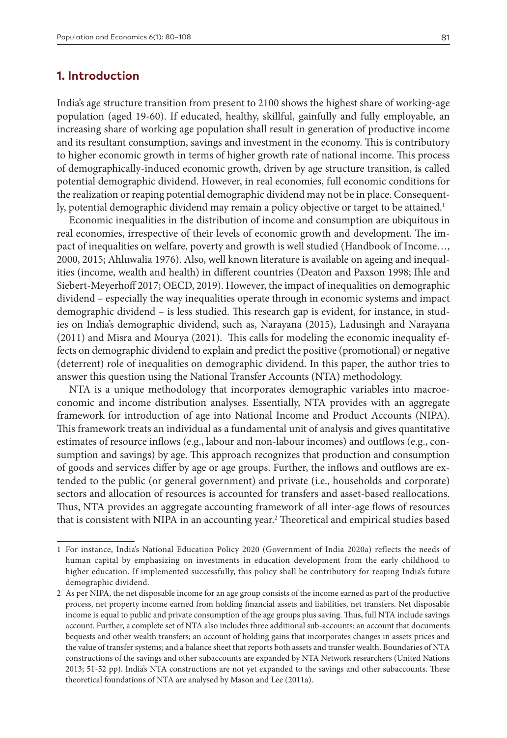## 1. Introduction

India's age structure transition from present to 2100 shows the highest share of working-age population (aged 19-60). If educated, healthy, skillful, gainfully and fully employable, an increasing share of working age population shall result in generation of productive income and its resultant consumption, savings and investment in the economy. This is contributory to higher economic growth in terms of higher growth rate of national income. This process of demographically-induced economic growth, driven by age structure transition, is called potential demographic dividend. However, in real economies, full economic conditions for the realization or reaping potential demographic dividend may not be in place. Consequently, potential demographic dividend may remain a policy objective or target to be attained.[1]

Economic inequalities in the distribution of income and consumption are ubiquitous in real economies, irrespective of their levels of economic growth and development. The impact of inequalities on welfare, poverty and growth is well studied (Handbook of Income…, 2000, 2015; Ahluwalia 1976). Also, well known literature is available on ageing and inequalities (income, wealth and health) in different countries (Deaton and Paxson 1998; Ihle and Siebert-Meyerhoff 2017; OECD, 2019). However, the impact of inequalities on demographic dividend – especially the way inequalities operate through in economic systems and impact demographic dividend – is less studied. This research gap is evident, for instance, in studies on India's demographic dividend, such as, Narayana (2015), Ladusingh and Narayana (2011) and Misra and Mourya (2021). This calls for modeling the economic inequality effects on demographic dividend to explain and predict the positive (promotional) or negative (deterrent) role of inequalities on demographic dividend. In this paper, the author tries to answer this question using the National Transfer Accounts (NTA) methodology.

NTA is a unique methodology that incorporates demographic variables into macroeconomic and income distribution analyses. Essentially, NTA provides with an aggregate framework for introduction of age into National Income and Product Accounts (NIPA). This framework treats an individual as a fundamental unit of analysis and gives quantitative estimates of resource inflows (e.g., labour and non-labour incomes) and outflows (e.g., consumption and savings) by age. This approach recognizes that production and consumption of goods and services differ by age or age groups. Further, the inflows and outflows are extended to the public (or general government) and private (i.e., households and corporate) sectors and allocation of resources is accounted for transfers and asset-based reallocations. Thus, NTA provides an aggregate accounting framework of all inter-age flows of resources that is consistent with NIPA in an accounting year.[2] Theoretical and empirical studies based

---

[1] For instance, India's National Education Policy 2020 (Government of India 2020a) reflects the needs of human capital by emphasizing on investments in education development from the early childhood to higher education. If implemented successfully, this policy shall be contributory for reaping India's future demographic dividend.

[2] As per NIPA, the net disposable income for an age group consists of the income earned as part of the productive process, net property income earned from holding financial assets and liabilities, net transfers. Net disposable income is equal to public and private consumption of the age groups plus saving. Thus, full NTA include savings account. Further, a complete set of NTA also includes three additional sub-accounts: an account that documents bequests and other wealth transfers; an account of holding gains that incorporates changes in assets prices and the value of transfer systems; and a balance sheet that reports both assets and transfer wealth. Boundaries of NTA constructions of the savings and other subaccounts are expanded by NTA Network researchers (United Nations 2013; 51-52 pp). India's NTA constructions are not yet expanded to the savings and other subaccounts. These theoretical foundations of NTA are analysed by Mason and Lee (2011a).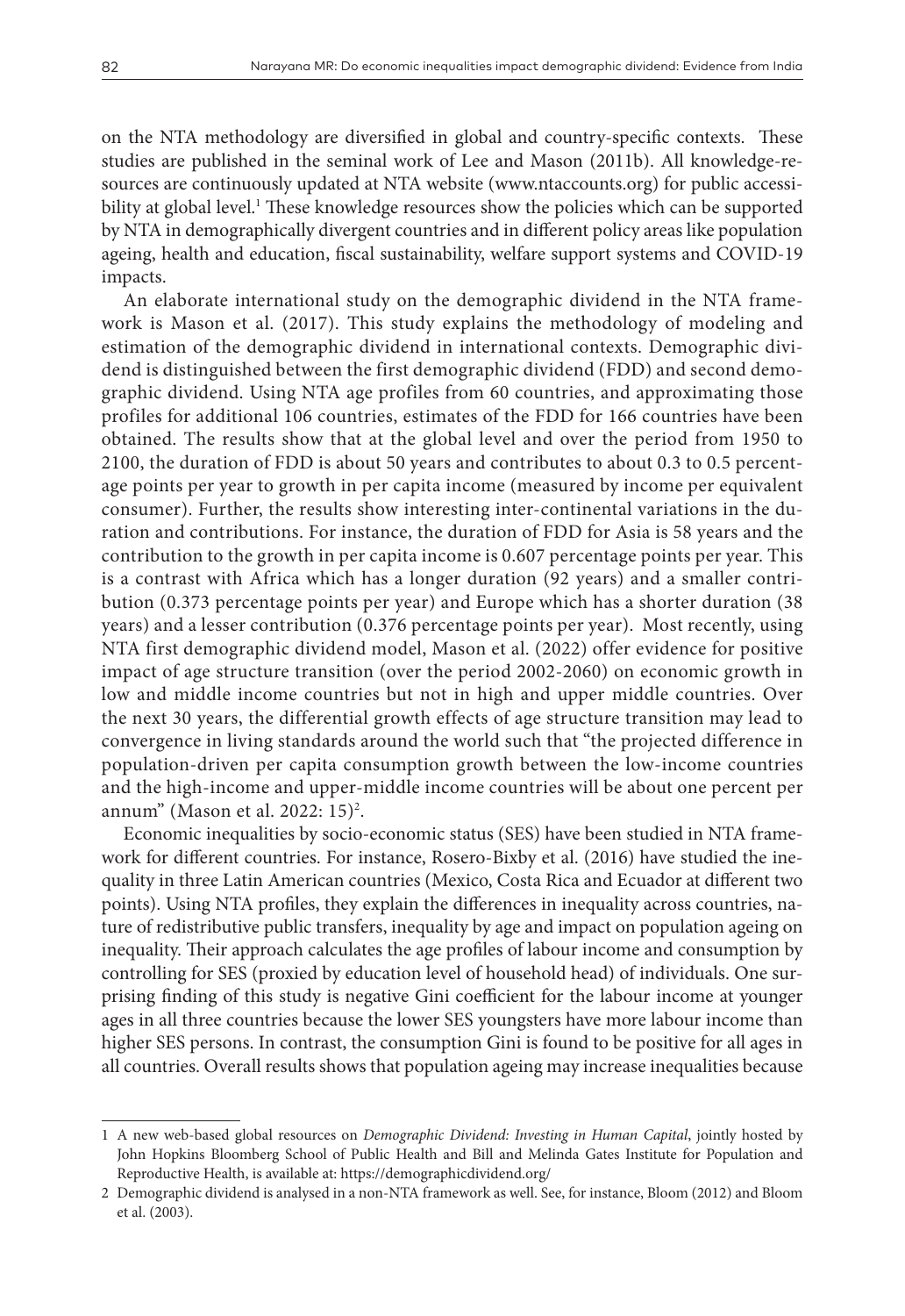on the NTA methodology are diversified in global and country-specific contexts. These studies are published in the seminal work of Lee and Mason (2011b). All knowledge-resources are continuously updated at NTA website (www.ntaccounts.org) for public accessibility at global level.[1] These knowledge resources show the policies which can be supported by NTA in demographically divergent countries and in different policy areas like population ageing, health and education, fiscal sustainability, welfare support systems and COVID-19 impacts.

An elaborate international study on the demographic dividend in the NTA framework is Mason et al. (2017). This study explains the methodology of modeling and estimation of the demographic dividend in international contexts. Demographic dividend is distinguished between the first demographic dividend (FDD) and second demographic dividend. Using NTA age profiles from 60 countries, and approximating those profiles for additional 106 countries, estimates of the FDD for 166 countries have been obtained. The results show that at the global level and over the period from 1950 to 2100, the duration of FDD is about 50 years and contributes to about 0.3 to 0.5 percentage points per year to growth in per capita income (measured by income per equivalent consumer). Further, the results show interesting inter-continental variations in the duration and contributions. For instance, the duration of FDD for Asia is 58 years and the contribution to the growth in per capita income is 0.607 percentage points per year. This is a contrast with Africa which has a longer duration (92 years) and a smaller contribution (0.373 percentage points per year) and Europe which has a shorter duration (38 years) and a lesser contribution (0.376 percentage points per year). Most recently, using NTA first demographic dividend model, Mason et al. (2022) offer evidence for positive impact of age structure transition (over the period 2002-2060) on economic growth in low and middle income countries but not in high and upper middle countries. Over the next 30 years, the differential growth effects of age structure transition may lead to convergence in living standards around the world such that "the projected difference in population-driven per capita consumption growth between the low-income countries and the high-income and upper-middle income countries will be about one percent per annum" (Mason et al. 2022: 15)[2].

Economic inequalities by socio-economic status (SES) have been studied in NTA framework for different countries. For instance, Rosero-Bixby et al. (2016) have studied the inequality in three Latin American countries (Mexico, Costa Rica and Ecuador at different two points). Using NTA profiles, they explain the differences in inequality across countries, nature of redistributive public transfers, inequality by age and impact on population ageing on inequality. Their approach calculates the age profiles of labour income and consumption by controlling for SES (proxied by education level of household head) of individuals. One surprising finding of this study is negative Gini coefficient for the labour income at younger ages in all three countries because the lower SES youngsters have more labour income than higher SES persons. In contrast, the consumption Gini is found to be positive for all ages in all countries. Overall results shows that population ageing may increase inequalities because

---

1 A new web-based global resources on *Demographic Dividend: Investing in Human Capital*, jointly hosted by John Hopkins Bloomberg School of Public Health and Bill and Melinda Gates Institute for Population and Reproductive Health, is available at: https://demographicdividend.org/

2 Demographic dividend is analysed in a non-NTA framework as well. See, for instance, Bloom (2012) and Bloom et al. (2003).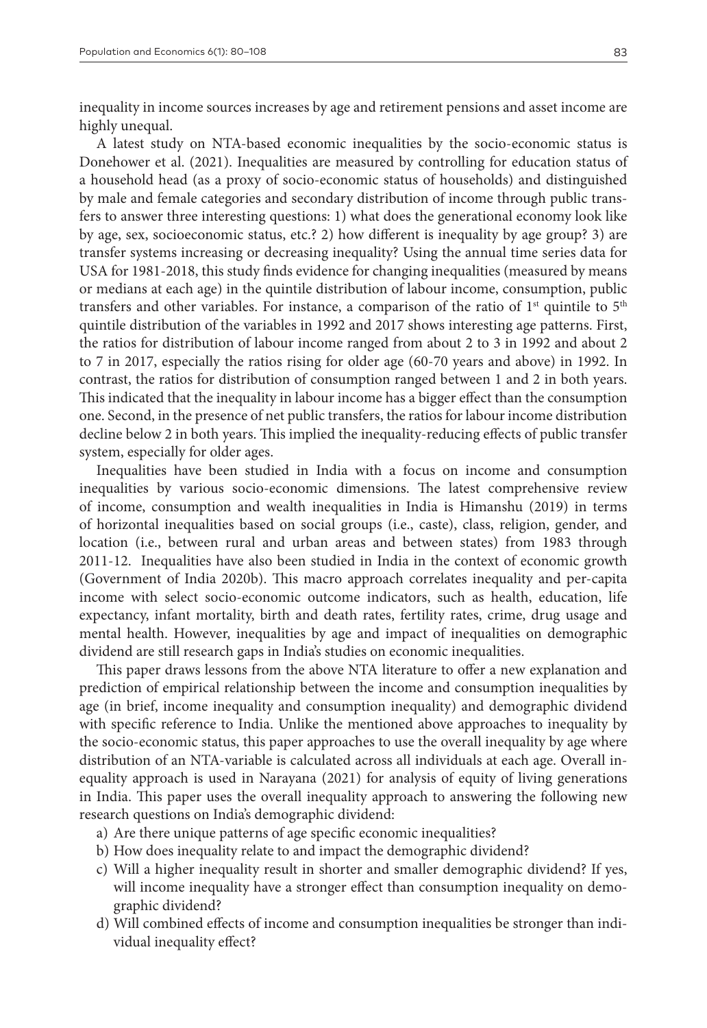inequality in income sources increases by age and retirement pensions and asset income are highly unequal.

A latest study on NTA-based economic inequalities by the socio-economic status is Donehower et al. (2021). Inequalities are measured by controlling for education status of a household head (as a proxy of socio-economic status of households) and distinguished by male and female categories and secondary distribution of income through public transfers to answer three interesting questions: 1) what does the generational economy look like by age, sex, socioeconomic status, etc.? 2) how different is inequality by age group? 3) are transfer systems increasing or decreasing inequality? Using the annual time series data for USA for 1981-2018, this study finds evidence for changing inequalities (measured by means or medians at each age) in the quintile distribution of labour income, consumption, public transfers and other variables. For instance, a comparison of the ratio of 1st quintile to 5th quintile distribution of the variables in 1992 and 2017 shows interesting age patterns. First, the ratios for distribution of labour income ranged from about 2 to 3 in 1992 and about 2 to 7 in 2017, especially the ratios rising for older age (60-70 years and above) in 1992. In contrast, the ratios for distribution of consumption ranged between 1 and 2 in both years. This indicated that the inequality in labour income has a bigger effect than the consumption one. Second, in the presence of net public transfers, the ratios for labour income distribution decline below 2 in both years. This implied the inequality-reducing effects of public transfer system, especially for older ages.

Inequalities have been studied in India with a focus on income and consumption inequalities by various socio-economic dimensions. The latest comprehensive review of income, consumption and wealth inequalities in India is Himanshu (2019) in terms of horizontal inequalities based on social groups (i.e., caste), class, religion, gender, and location (i.e., between rural and urban areas and between states) from 1983 through 2011-12. Inequalities have also been studied in India in the context of economic growth (Government of India 2020b). This macro approach correlates inequality and per-capita income with select socio-economic outcome indicators, such as health, education, life expectancy, infant mortality, birth and death rates, fertility rates, crime, drug usage and mental health. However, inequalities by age and impact of inequalities on demographic dividend are still research gaps in India's studies on economic inequalities.

This paper draws lessons from the above NTA literature to offer a new explanation and prediction of empirical relationship between the income and consumption inequalities by age (in brief, income inequality and consumption inequality) and demographic dividend with specific reference to India. Unlike the mentioned above approaches to inequality by the socio-economic status, this paper approaches to use the overall inequality by age where distribution of an NTA-variable is calculated across all individuals at each age. Overall inequality approach is used in Narayana (2021) for analysis of equity of living generations in India. This paper uses the overall inequality approach to answering the following new research questions on India's demographic dividend:

a) Are there unique patterns of age specific economic inequalities?
b) How does inequality relate to and impact the demographic dividend?
c) Will a higher inequality result in shorter and smaller demographic dividend? If yes, will income inequality have a stronger effect than consumption inequality on demographic dividend?
d) Will combined effects of income and consumption inequalities be stronger than individual inequality effect?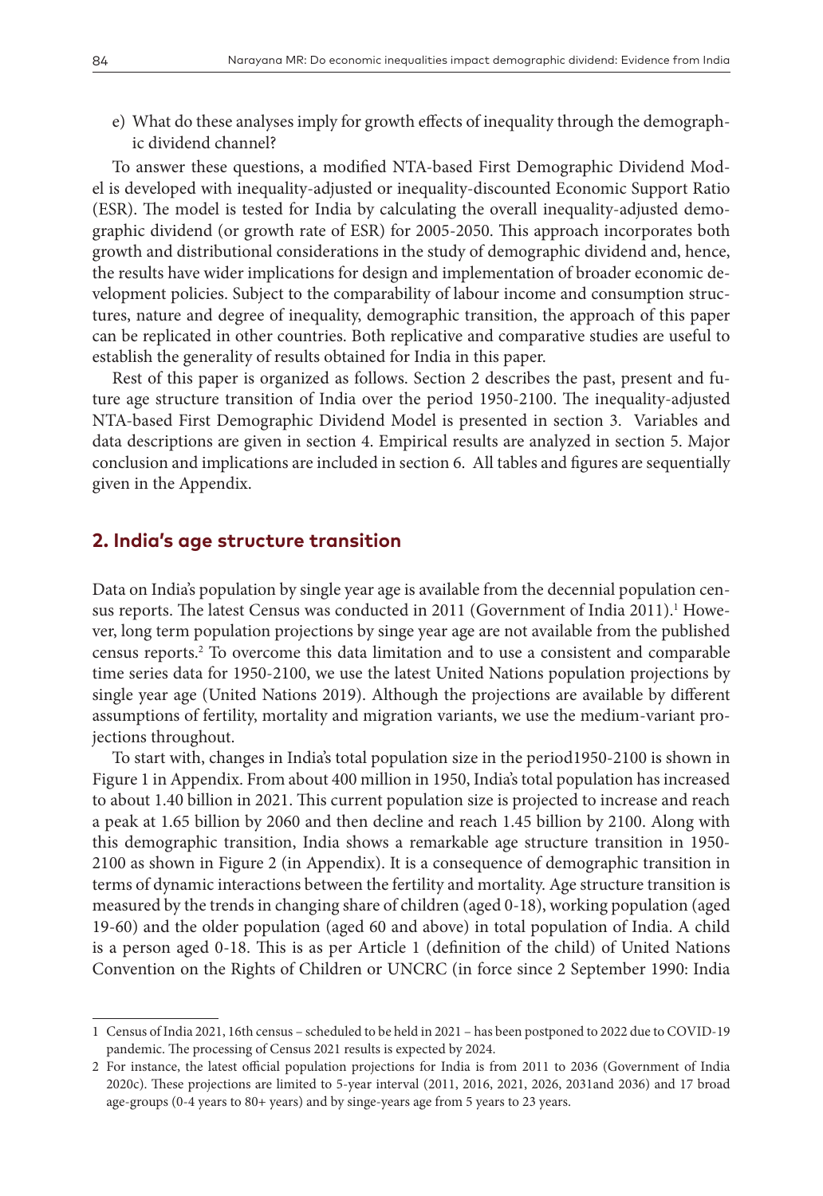e) What do these analyses imply for growth effects of inequality through the demographic dividend channel?

To answer these questions, a modified NTA-based First Demographic Dividend Model is developed with inequality-adjusted or inequality-discounted Economic Support Ratio (ESR). The model is tested for India by calculating the overall inequality-adjusted demographic dividend (or growth rate of ESR) for 2005-2050. This approach incorporates both growth and distributional considerations in the study of demographic dividend and, hence, the results have wider implications for design and implementation of broader economic development policies. Subject to the comparability of labour income and consumption structures, nature and degree of inequality, demographic transition, the approach of this paper can be replicated in other countries. Both replicative and comparative studies are useful to establish the generality of results obtained for India in this paper.

Rest of this paper is organized as follows. Section 2 describes the past, present and future age structure transition of India over the period 1950-2100. The inequality-adjusted NTA-based First Demographic Dividend Model is presented in section 3. Variables and data descriptions are given in section 4. Empirical results are analyzed in section 5. Major conclusion and implications are included in section 6. All tables and figures are sequentially given in the Appendix.

## 2. India's age structure transition

Data on India's population by single year age is available from the decennial population census reports. The latest Census was conducted in 2011 (Government of India 2011).[1] However, long term population projections by singe year age are not available from the published census reports.[2] To overcome this data limitation and to use a consistent and comparable time series data for 1950-2100, we use the latest United Nations population projections by single year age (United Nations 2019). Although the projections are available by different assumptions of fertility, mortality and migration variants, we use the medium-variant projections throughout.

To start with, changes in India's total population size in the period1950-2100 is shown in Figure 1 in Appendix. From about 400 million in 1950, India's total population has increased to about 1.40 billion in 2021. This current population size is projected to increase and reach a peak at 1.65 billion by 2060 and then decline and reach 1.45 billion by 2100. Along with this demographic transition, India shows a remarkable age structure transition in 1950-2100 as shown in Figure 2 (in Appendix). It is a consequence of demographic transition in terms of dynamic interactions between the fertility and mortality. Age structure transition is measured by the trends in changing share of children (aged 0-18), working population (aged 19-60) and the older population (aged 60 and above) in total population of India. A child is a person aged 0-18. This is as per Article 1 (definition of the child) of United Nations Convention on the Rights of Children or UNCRC (in force since 2 September 1990: India

---

1 Census of India 2021, 16th census – scheduled to be held in 2021 – has been postponed to 2022 due to COVID-19 pandemic. The processing of Census 2021 results is expected by 2024.

2 For instance, the latest official population projections for India is from 2011 to 2036 (Government of India 2020c). These projections are limited to 5-year interval (2011, 2016, 2021, 2026, 2031and 2036) and 17 broad age-groups (0-4 years to 80+ years) and by singe-years age from 5 years to 23 years.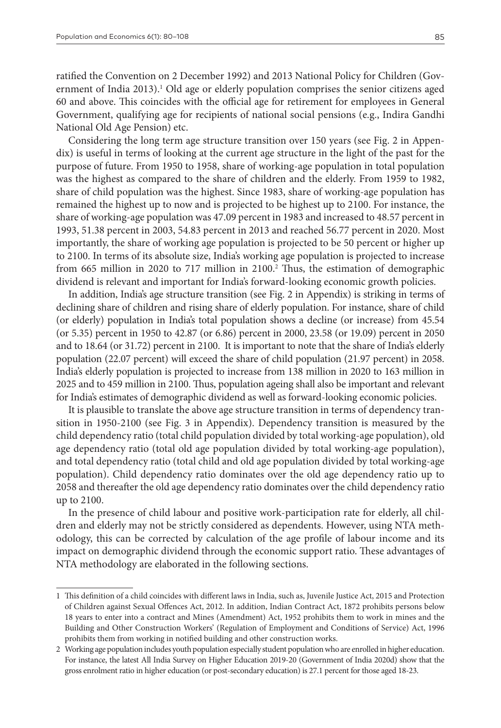ratified the Convention on 2 December 1992) and 2013 National Policy for Children (Government of India 2013).[1] Old age or elderly population comprises the senior citizens aged 60 and above. This coincides with the official age for retirement for employees in General Government, qualifying age for recipients of national social pensions (e.g., Indira Gandhi National Old Age Pension) etc.

Considering the long term age structure transition over 150 years (see Fig. 2 in Appendix) is useful in terms of looking at the current age structure in the light of the past for the purpose of future. From 1950 to 1958, share of working-age population in total population was the highest as compared to the share of children and the elderly. From 1959 to 1982, share of child population was the highest. Since 1983, share of working-age population has remained the highest up to now and is projected to be highest up to 2100. For instance, the share of working-age population was 47.09 percent in 1983 and increased to 48.57 percent in 1993, 51.38 percent in 2003, 54.83 percent in 2013 and reached 56.77 percent in 2020. Most importantly, the share of working age population is projected to be 50 percent or higher up to 2100. In terms of its absolute size, India's working age population is projected to increase from 665 million in 2020 to 717 million in 2100.[2] Thus, the estimation of demographic dividend is relevant and important for India's forward-looking economic growth policies.

In addition, India's age structure transition (see Fig. 2 in Appendix) is striking in terms of declining share of children and rising share of elderly population. For instance, share of child (or elderly) population in India's total population shows a decline (or increase) from 45.54 (or 5.35) percent in 1950 to 42.87 (or 6.86) percent in 2000, 23.58 (or 19.09) percent in 2050 and to 18.64 (or 31.72) percent in 2100. It is important to note that the share of India's elderly population (22.07 percent) will exceed the share of child population (21.97 percent) in 2058. India's elderly population is projected to increase from 138 million in 2020 to 163 million in 2025 and to 459 million in 2100. Thus, population ageing shall also be important and relevant for India's estimates of demographic dividend as well as forward-looking economic policies.

It is plausible to translate the above age structure transition in terms of dependency transition in 1950-2100 (see Fig. 3 in Appendix). Dependency transition is measured by the child dependency ratio (total child population divided by total working-age population), old age dependency ratio (total old age population divided by total working-age population), and total dependency ratio (total child and old age population divided by total working-age population). Child dependency ratio dominates over the old age dependency ratio up to 2058 and thereafter the old age dependency ratio dominates over the child dependency ratio up to 2100.

In the presence of child labour and positive work-participation rate for elderly, all children and elderly may not be strictly considered as dependents. However, using NTA methodology, this can be corrected by calculation of the age profile of labour income and its impact on demographic dividend through the economic support ratio. These advantages of NTA methodology are elaborated in the following sections.

---

1 This definition of a child coincides with different laws in India, such as, Juvenile Justice Act, 2015 and Protection of Children against Sexual Offences Act, 2012. In addition, Indian Contract Act, 1872 prohibits persons below 18 years to enter into a contract and Mines (Amendment) Act, 1952 prohibits them to work in mines and the Building and Other Construction Workers' (Regulation of Employment and Conditions of Service) Act, 1996 prohibits them from working in notified building and other construction works.

2 Working age population includes youth population especially student population who are enrolled in higher education. For instance, the latest All India Survey on Higher Education 2019-20 (Government of India 2020d) show that the gross enrolment ratio in higher education (or post-secondary education) is 27.1 percent for those aged 18-23.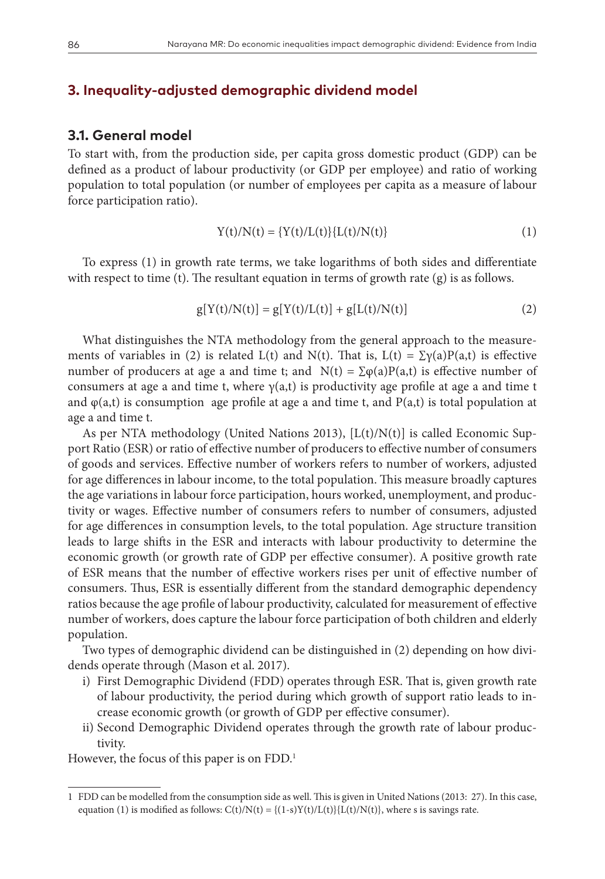## 3. Inequality-adjusted demographic dividend model

### 3.1. General model

To start with, from the production side, per capita gross domestic product (GDP) can be defined as a product of labour productivity (or GDP per employee) and ratio of working population to total population (or number of employees per capita as a measure of labour force participation ratio).

$$Y(t)/N(t) = \{Y(t)/L(t)\}\{L(t)/N(t)\} \tag{1}$$

To express (1) in growth rate terms, we take logarithms of both sides and differentiate with respect to time (t). The resultant equation in terms of growth rate (g) is as follows.

$$g[Y(t)/N(t)] = g[Y(t)/L(t)] + g[L(t)/N(t)] \tag{2}$$

What distinguishes the NTA methodology from the general approach to the measurements of variables in (2) is related L(t) and N(t). That is, $L(t) = \sum\gamma(a)P(a,t)$ is effective number of producers at age a and time t; and $N(t) = \sum\varphi(a)P(a,t)$ is effective number of consumers at age a and time t, where $\gamma(a,t)$ is productivity age profile at age a and time t and $\varphi(a,t)$ is consumption age profile at age a and time t, and $P(a,t)$ is total population at age a and time t.

As per NTA methodology (United Nations 2013), $[L(t)/N(t)]$ is called Economic Support Ratio (ESR) or ratio of effective number of producers to effective number of consumers of goods and services. Effective number of workers refers to number of workers, adjusted for age differences in labour income, to the total population. This measure broadly captures the age variations in labour force participation, hours worked, unemployment, and productivity or wages. Effective number of consumers refers to number of consumers, adjusted for age differences in consumption levels, to the total population. Age structure transition leads to large shifts in the ESR and interacts with labour productivity to determine the economic growth (or growth rate of GDP per effective consumer). A positive growth rate of ESR means that the number of effective workers rises per unit of effective number of consumers. Thus, ESR is essentially different from the standard demographic dependency ratios because the age profile of labour productivity, calculated for measurement of effective number of workers, does capture the labour force participation of both children and elderly population.

Two types of demographic dividend can be distinguished in (2) depending on how dividends operate through (Mason et al. 2017).

i) First Demographic Dividend (FDD) operates through ESR. That is, given growth rate of labour productivity, the period during which growth of support ratio leads to increase economic growth (or growth of GDP per effective consumer).
ii) Second Demographic Dividend operates through the growth rate of labour productivity.

However, the focus of this paper is on FDD.[1]

---

[1] FDD can be modelled from the consumption side as well. This is given in United Nations (2013: 27). In this case, equation (1) is modified as follows: $C(t)/N(t) = \{(1\text{-}s)Y(t)/L(t)\}\{L(t)/N(t)\}$, where s is savings rate.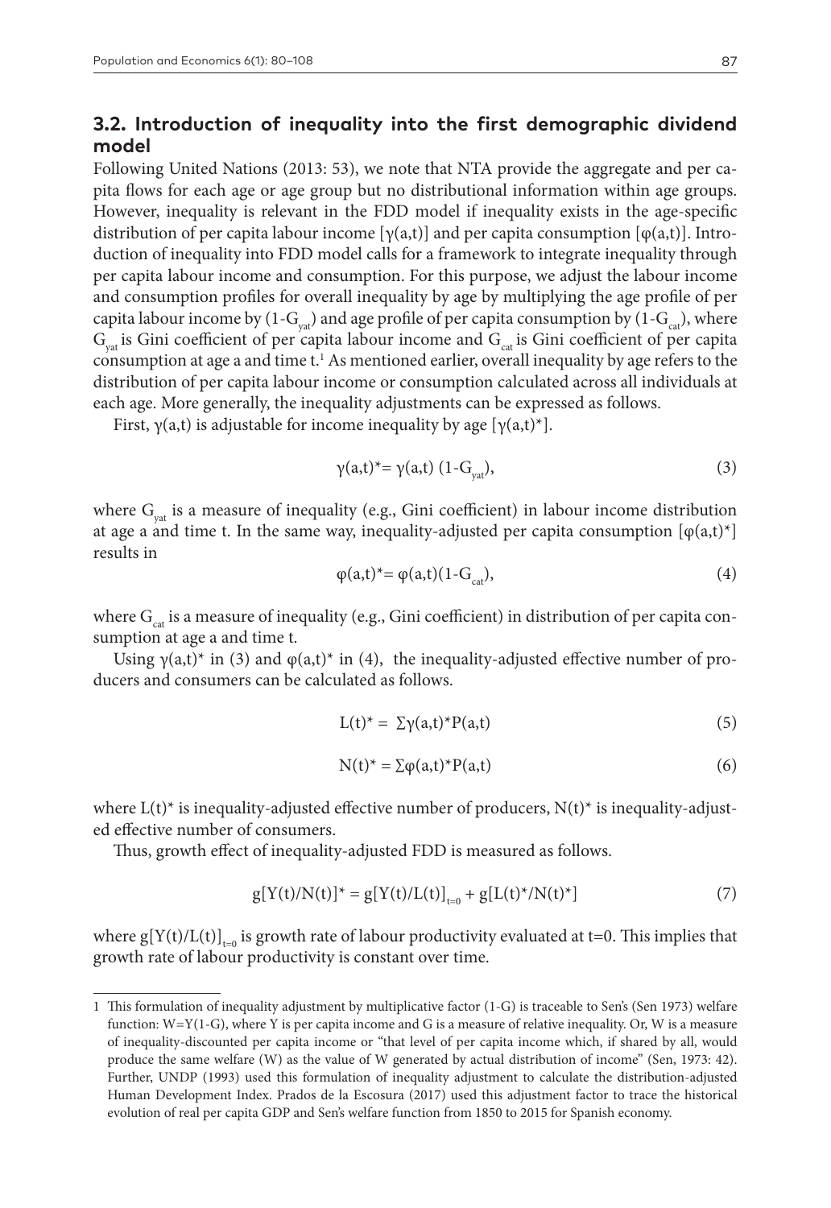## 3.2. Introduction of inequality into the first demographic dividend model

Following United Nations (2013: 53), we note that NTA provide the aggregate and per capita flows for each age or age group but no distributional information within age groups. However, inequality is relevant in the FDD model if inequality exists in the age-specific distribution of per capita labour income [$\gamma(a,t)$] and per capita consumption [$\varphi(a,t)$]. Introduction of inequality into FDD model calls for a framework to integrate inequality through per capita labour income and consumption. For this purpose, we adjust the labour income and consumption profiles for overall inequality by age by multiplying the age profile of per capita labour income by $(1\text{-}G_{yat})$ and age profile of per capita consumption by $(1\text{-}G_{cat})$, where $G_{yat}$ is Gini coefficient of per capita labour income and $G_{cat}$ is Gini coefficient of per capita consumption at age a and time t.[1] As mentioned earlier, overall inequality by age refers to the distribution of per capita labour income or consumption calculated across all individuals at each age. More generally, the inequality adjustments can be expressed as follows.

First, $\gamma(a,t)$ is adjustable for income inequality by age [$\gamma(a,t)^*$].

$$\gamma(a,t)^* = \gamma(a,t)\,(1\text{-}G_{yat}), \tag{3}$$

where $G_{yat}$ is a measure of inequality (e.g., Gini coefficient) in labour income distribution at age a and time t. In the same way, inequality-adjusted per capita consumption [$\varphi(a,t)^*$] results in

$$\varphi(a,t)^* = \varphi(a,t)(1\text{-}G_{cat}), \tag{4}$$

where $G_{cat}$ is a measure of inequality (e.g., Gini coefficient) in distribution of per capita consumption at age a and time t.

Using $\gamma(a,t)^*$ in (3) and $\varphi(a,t)^*$ in (4), the inequality-adjusted effective number of producers and consumers can be calculated as follows.

$$L(t)^* = \sum \gamma(a,t)^* P(a,t) \tag{5}$$

$$N(t)^* = \sum \varphi(a,t)^* P(a,t) \tag{6}$$

where $L(t)^*$ is inequality-adjusted effective number of producers, $N(t)^*$ is inequality-adjusted effective number of consumers.

Thus, growth effect of inequality-adjusted FDD is measured as follows.

$$g[Y(t)/N(t)]^* = g[Y(t)/L(t)]_{t=0} + g[L(t)^*/N(t)^*] \tag{7}$$

where $g[Y(t)/L(t)]_{t=0}$ is growth rate of labour productivity evaluated at t=0. This implies that growth rate of labour productivity is constant over time.

---

1 This formulation of inequality adjustment by multiplicative factor (1-G) is traceable to Sen's (Sen 1973) welfare function: W=Y(1-G), where Y is per capita income and G is a measure of relative inequality. Or, W is a measure of inequality-discounted per capita income or "that level of per capita income which, if shared by all, would produce the same welfare (W) as the value of W generated by actual distribution of income" (Sen, 1973: 42). Further, UNDP (1993) used this formulation of inequality adjustment to calculate the distribution-adjusted Human Development Index. Prados de la Escosura (2017) used this adjustment factor to trace the historical evolution of real per capita GDP and Sen's welfare function from 1850 to 2015 for Spanish economy.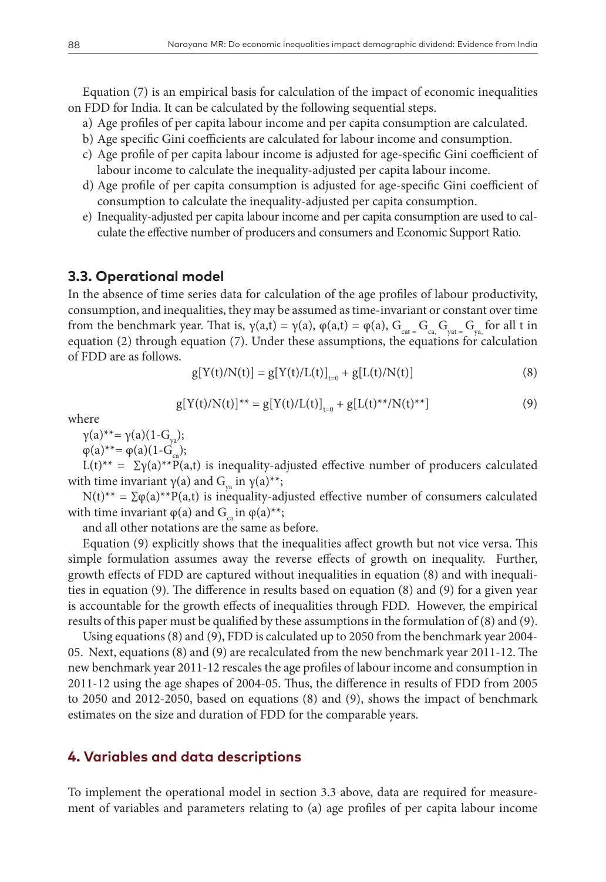Equation (7) is an empirical basis for calculation of the impact of economic inequalities on FDD for India. It can be calculated by the following sequential steps.

a) Age profiles of per capita labour income and per capita consumption are calculated.
b) Age specific Gini coefficients are calculated for labour income and consumption.
c) Age profile of per capita labour income is adjusted for age-specific Gini coefficient of labour income to calculate the inequality-adjusted per capita labour income.
d) Age profile of per capita consumption is adjusted for age-specific Gini coefficient of consumption to calculate the inequality-adjusted per capita consumption.
e) Inequality-adjusted per capita labour income and per capita consumption are used to calculate the effective number of producers and consumers and Economic Support Ratio.

### 3.3. Operational model

In the absence of time series data for calculation of the age profiles of labour productivity, consumption, and inequalities, they may be assumed as time-invariant or constant over time from the benchmark year. That is, $\gamma(a,t) = \gamma(a)$, $\varphi(a,t) = \varphi(a)$, $G_{cat} = G_{ca}$, $G_{yat} = G_{ya}$, for all t in equation (2) through equation (7). Under these assumptions, the equations for calculation of FDD are as follows.

$$g[Y(t)/N(t)] = g[Y(t)/L(t)]_{t=0} + g[L(t)/N(t)] \tag{8}$$

$$g[Y(t)/N(t)]^{**} = g[Y(t)/L(t)]_{t=0} + g[L(t)^{**}/N(t)^{**}] \tag{9}$$

where

$\gamma(a)^{**} = \gamma(a)(1-G_{ya})$;

$\varphi(a)^{**} = \varphi(a)(1-G_{ca})$;

$L(t)^{**} = \sum\gamma(a)^{**}P(a,t)$ is inequality-adjusted effective number of producers calculated with time invariant $\gamma(a)$ and $G_{ya}$ in $\gamma(a)^{**}$;

$N(t)^{**} = \sum\varphi(a)^{**}P(a,t)$ is inequality-adjusted effective number of consumers calculated with time invariant $\varphi(a)$ and $G_{ca}$ in $\varphi(a)^{**}$;

and all other notations are the same as before.

Equation (9) explicitly shows that the inequalities affect growth but not vice versa. This simple formulation assumes away the reverse effects of growth on inequality. Further, growth effects of FDD are captured without inequalities in equation (8) and with inequalities in equation (9). The difference in results based on equation (8) and (9) for a given year is accountable for the growth effects of inequalities through FDD. However, the empirical results of this paper must be qualified by these assumptions in the formulation of (8) and (9).

Using equations (8) and (9), FDD is calculated up to 2050 from the benchmark year 2004-05. Next, equations (8) and (9) are recalculated from the new benchmark year 2011-12. The new benchmark year 2011-12 rescales the age profiles of labour income and consumption in 2011-12 using the age shapes of 2004-05. Thus, the difference in results of FDD from 2005 to 2050 and 2012-2050, based on equations (8) and (9), shows the impact of benchmark estimates on the size and duration of FDD for the comparable years.

## 4. Variables and data descriptions

To implement the operational model in section 3.3 above, data are required for measurement of variables and parameters relating to (a) age profiles of per capita labour income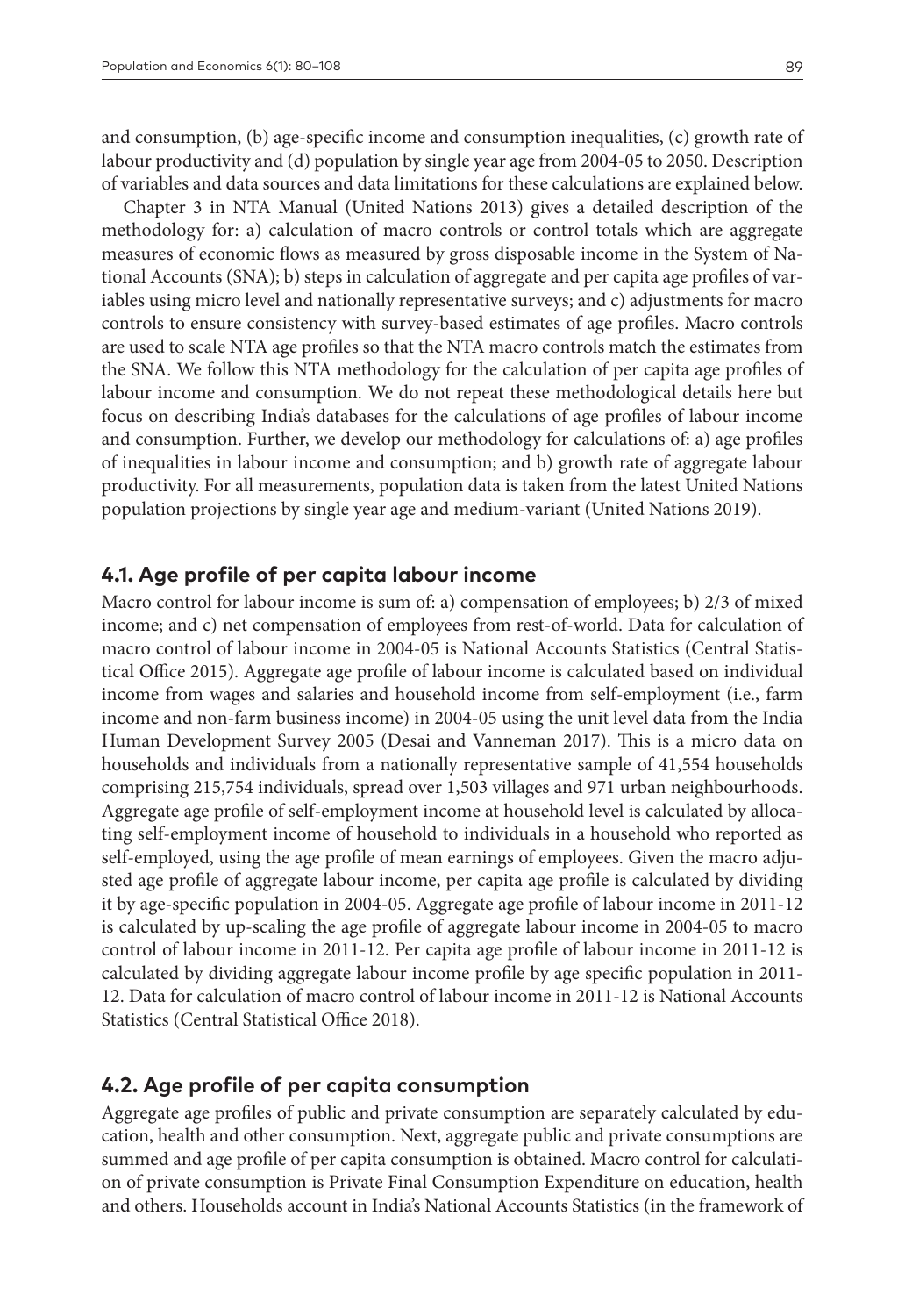and consumption, (b) age-specific income and consumption inequalities, (c) growth rate of labour productivity and (d) population by single year age from 2004-05 to 2050. Description of variables and data sources and data limitations for these calculations are explained below.

Chapter 3 in NTA Manual (United Nations 2013) gives a detailed description of the methodology for: a) calculation of macro controls or control totals which are aggregate measures of economic flows as measured by gross disposable income in the System of National Accounts (SNA); b) steps in calculation of aggregate and per capita age profiles of variables using micro level and nationally representative surveys; and c) adjustments for macro controls to ensure consistency with survey-based estimates of age profiles. Macro controls are used to scale NTA age profiles so that the NTA macro controls match the estimates from the SNA. We follow this NTA methodology for the calculation of per capita age profiles of labour income and consumption. We do not repeat these methodological details here but focus on describing India's databases for the calculations of age profiles of labour income and consumption. Further, we develop our methodology for calculations of: a) age profiles of inequalities in labour income and consumption; and b) growth rate of aggregate labour productivity. For all measurements, population data is taken from the latest United Nations population projections by single year age and medium-variant (United Nations 2019).

## 4.1. Age profile of per capita labour income

Macro control for labour income is sum of: a) compensation of employees; b) 2/3 of mixed income; and c) net compensation of employees from rest-of-world. Data for calculation of macro control of labour income in 2004-05 is National Accounts Statistics (Central Statistical Office 2015). Aggregate age profile of labour income is calculated based on individual income from wages and salaries and household income from self-employment (i.e., farm income and non-farm business income) in 2004-05 using the unit level data from the India Human Development Survey 2005 (Desai and Vanneman 2017). This is a micro data on households and individuals from a nationally representative sample of 41,554 households comprising 215,754 individuals, spread over 1,503 villages and 971 urban neighbourhoods. Aggregate age profile of self-employment income at household level is calculated by allocating self-employment income of household to individuals in a household who reported as self-employed, using the age profile of mean earnings of employees. Given the macro adjusted age profile of aggregate labour income, per capita age profile is calculated by dividing it by age-specific population in 2004-05. Aggregate age profile of labour income in 2011-12 is calculated by up-scaling the age profile of aggregate labour income in 2004-05 to macro control of labour income in 2011-12. Per capita age profile of labour income in 2011-12 is calculated by dividing aggregate labour income profile by age specific population in 2011-12. Data for calculation of macro control of labour income in 2011-12 is National Accounts Statistics (Central Statistical Office 2018).

## 4.2. Age profile of per capita consumption

Aggregate age profiles of public and private consumption are separately calculated by education, health and other consumption. Next, aggregate public and private consumptions are summed and age profile of per capita consumption is obtained. Macro control for calculation of private consumption is Private Final Consumption Expenditure on education, health and others. Households account in India's National Accounts Statistics (in the framework of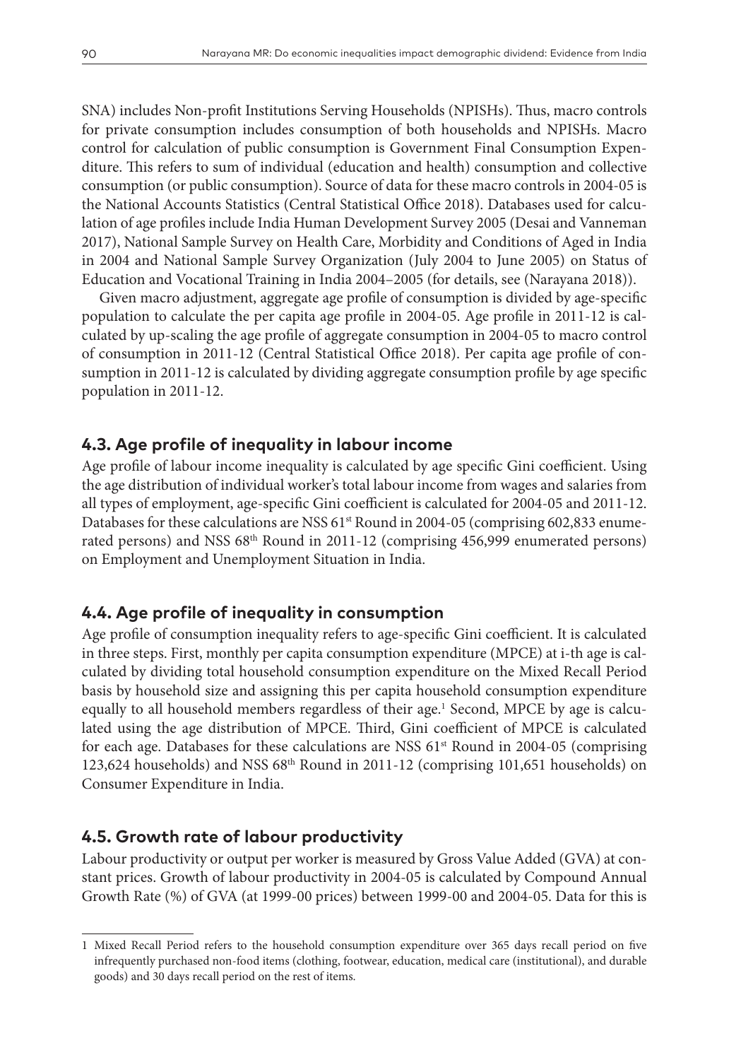SNA) includes Non-profit Institutions Serving Households (NPISHs). Thus, macro controls for private consumption includes consumption of both households and NPISHs. Macro control for calculation of public consumption is Government Final Consumption Expenditure. This refers to sum of individual (education and health) consumption and collective consumption (or public consumption). Source of data for these macro controls in 2004-05 is the National Accounts Statistics (Central Statistical Office 2018). Databases used for calculation of age profiles include India Human Development Survey 2005 (Desai and Vanneman 2017), National Sample Survey on Health Care, Morbidity and Conditions of Aged in India in 2004 and National Sample Survey Organization (July 2004 to June 2005) on Status of Education and Vocational Training in India 2004–2005 (for details, see (Narayana 2018)).

Given macro adjustment, aggregate age profile of consumption is divided by age-specific population to calculate the per capita age profile in 2004-05. Age profile in 2011-12 is calculated by up-scaling the age profile of aggregate consumption in 2004-05 to macro control of consumption in 2011-12 (Central Statistical Office 2018). Per capita age profile of consumption in 2011-12 is calculated by dividing aggregate consumption profile by age specific population in 2011-12.

## 4.3. Age profile of inequality in labour income

Age profile of labour income inequality is calculated by age specific Gini coefficient. Using the age distribution of individual worker's total labour income from wages and salaries from all types of employment, age-specific Gini coefficient is calculated for 2004-05 and 2011-12. Databases for these calculations are NSS 61st Round in 2004-05 (comprising 602,833 enumerated persons) and NSS 68th Round in 2011-12 (comprising 456,999 enumerated persons) on Employment and Unemployment Situation in India.

## 4.4. Age profile of inequality in consumption

Age profile of consumption inequality refers to age-specific Gini coefficient. It is calculated in three steps. First, monthly per capita consumption expenditure (MPCE) at i-th age is calculated by dividing total household consumption expenditure on the Mixed Recall Period basis by household size and assigning this per capita household consumption expenditure equally to all household members regardless of their age.[1] Second, MPCE by age is calculated using the age distribution of MPCE. Third, Gini coefficient of MPCE is calculated for each age. Databases for these calculations are NSS 61st Round in 2004-05 (comprising 123,624 households) and NSS 68th Round in 2011-12 (comprising 101,651 households) on Consumer Expenditure in India.

## 4.5. Growth rate of labour productivity

Labour productivity or output per worker is measured by Gross Value Added (GVA) at constant prices. Growth of labour productivity in 2004-05 is calculated by Compound Annual Growth Rate (%) of GVA (at 1999-00 prices) between 1999-00 and 2004-05. Data for this is

---

1 Mixed Recall Period refers to the household consumption expenditure over 365 days recall period on five infrequently purchased non-food items (clothing, footwear, education, medical care (institutional), and durable goods) and 30 days recall period on the rest of items.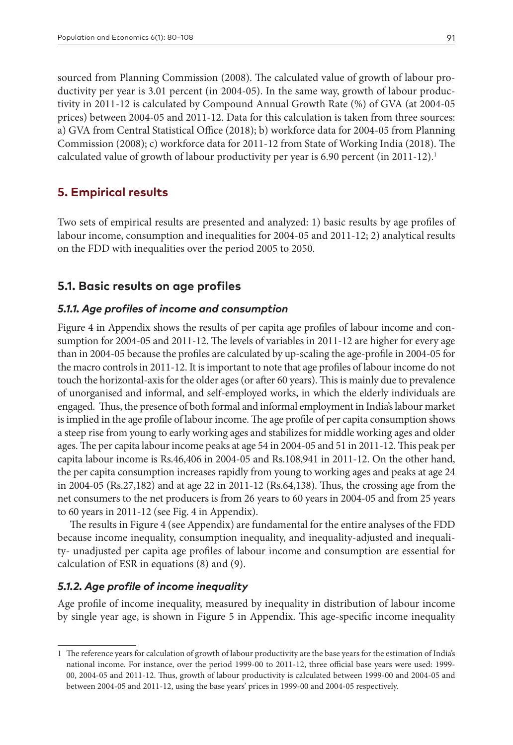sourced from Planning Commission (2008). The calculated value of growth of labour productivity per year is 3.01 percent (in 2004-05). In the same way, growth of labour productivity in 2011-12 is calculated by Compound Annual Growth Rate (%) of GVA (at 2004-05 prices) between 2004-05 and 2011-12. Data for this calculation is taken from three sources: a) GVA from Central Statistical Office (2018); b) workforce data for 2004-05 from Planning Commission (2008); c) workforce data for 2011-12 from State of Working India (2018). The calculated value of growth of labour productivity per year is 6.90 percent (in 2011-12).[1]

## 5. Empirical results

Two sets of empirical results are presented and analyzed: 1) basic results by age profiles of labour income, consumption and inequalities for 2004-05 and 2011-12; 2) analytical results on the FDD with inequalities over the period 2005 to 2050.

### 5.1. Basic results on age profiles

#### *5.1.1. Age profiles of income and consumption*

Figure 4 in Appendix shows the results of per capita age profiles of labour income and consumption for 2004-05 and 2011-12. The levels of variables in 2011-12 are higher for every age than in 2004-05 because the profiles are calculated by up-scaling the age-profile in 2004-05 for the macro controls in 2011-12. It is important to note that age profiles of labour income do not touch the horizontal-axis for the older ages (or after 60 years). This is mainly due to prevalence of unorganised and informal, and self-employed works, in which the elderly individuals are engaged. Thus, the presence of both formal and informal employment in India's labour market is implied in the age profile of labour income. The age profile of per capita consumption shows a steep rise from young to early working ages and stabilizes for middle working ages and older ages. The per capita labour income peaks at age 54 in 2004-05 and 51 in 2011-12. This peak per capita labour income is Rs.46,406 in 2004-05 and Rs.108,941 in 2011-12. On the other hand, the per capita consumption increases rapidly from young to working ages and peaks at age 24 in 2004-05 (Rs.27,182) and at age 22 in 2011-12 (Rs.64,138). Thus, the crossing age from the net consumers to the net producers is from 26 years to 60 years in 2004-05 and from 25 years to 60 years in 2011-12 (see Fig. 4 in Appendix).

The results in Figure 4 (see Appendix) are fundamental for the entire analyses of the FDD because income inequality, consumption inequality, and inequality-adjusted and inequality- unadjusted per capita age profiles of labour income and consumption are essential for calculation of ESR in equations (8) and (9).

#### *5.1.2. Age profile of income inequality*

Age profile of income inequality, measured by inequality in distribution of labour income by single year age, is shown in Figure 5 in Appendix. This age-specific income inequality

---

[1] The reference years for calculation of growth of labour productivity are the base years for the estimation of India's national income. For instance, over the period 1999-00 to 2011-12, three official base years were used: 1999-00, 2004-05 and 2011-12. Thus, growth of labour productivity is calculated between 1999-00 and 2004-05 and between 2004-05 and 2011-12, using the base years' prices in 1999-00 and 2004-05 respectively.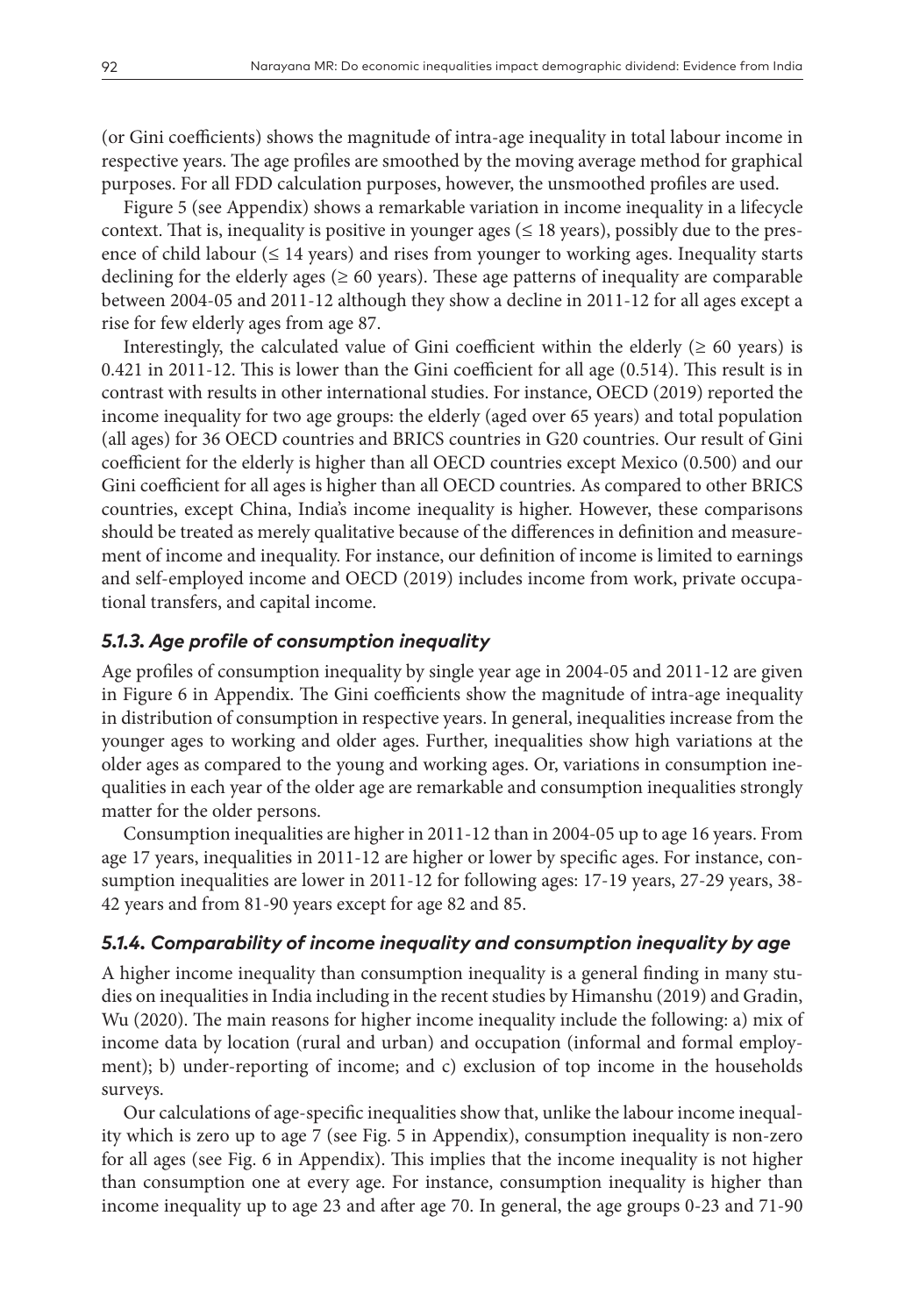(or Gini coefficients) shows the magnitude of intra-age inequality in total labour income in respective years. The age profiles are smoothed by the moving average method for graphical purposes. For all FDD calculation purposes, however, the unsmoothed profiles are used.

Figure 5 (see Appendix) shows a remarkable variation in income inequality in a lifecycle context. That is, inequality is positive in younger ages (≤ 18 years), possibly due to the presence of child labour (≤ 14 years) and rises from younger to working ages. Inequality starts declining for the elderly ages (≥ 60 years). These age patterns of inequality are comparable between 2004-05 and 2011-12 although they show a decline in 2011-12 for all ages except a rise for few elderly ages from age 87.

Interestingly, the calculated value of Gini coefficient within the elderly (≥ 60 years) is 0.421 in 2011-12. This is lower than the Gini coefficient for all age (0.514). This result is in contrast with results in other international studies. For instance, OECD (2019) reported the income inequality for two age groups: the elderly (aged over 65 years) and total population (all ages) for 36 OECD countries and BRICS countries in G20 countries. Our result of Gini coefficient for the elderly is higher than all OECD countries except Mexico (0.500) and our Gini coefficient for all ages is higher than all OECD countries. As compared to other BRICS countries, except China, India's income inequality is higher. However, these comparisons should be treated as merely qualitative because of the differences in definition and measurement of income and inequality. For instance, our definition of income is limited to earnings and self-employed income and OECD (2019) includes income from work, private occupational transfers, and capital income.

### *5.1.3. Age profile of consumption inequality*

Age profiles of consumption inequality by single year age in 2004-05 and 2011-12 are given in Figure 6 in Appendix. The Gini coefficients show the magnitude of intra-age inequality in distribution of consumption in respective years. In general, inequalities increase from the younger ages to working and older ages. Further, inequalities show high variations at the older ages as compared to the young and working ages. Or, variations in consumption inequalities in each year of the older age are remarkable and consumption inequalities strongly matter for the older persons.

Consumption inequalities are higher in 2011-12 than in 2004-05 up to age 16 years. From age 17 years, inequalities in 2011-12 are higher or lower by specific ages. For instance, consumption inequalities are lower in 2011-12 for following ages: 17-19 years, 27-29 years, 38-42 years and from 81-90 years except for age 82 and 85.

### *5.1.4. Comparability of income inequality and consumption inequality by age*

A higher income inequality than consumption inequality is a general finding in many studies on inequalities in India including in the recent studies by Himanshu (2019) and Gradin, Wu (2020). The main reasons for higher income inequality include the following: a) mix of income data by location (rural and urban) and occupation (informal and formal employment); b) under-reporting of income; and c) exclusion of top income in the households surveys.

Our calculations of age-specific inequalities show that, unlike the labour income inequality which is zero up to age 7 (see Fig. 5 in Appendix), consumption inequality is non-zero for all ages (see Fig. 6 in Appendix). This implies that the income inequality is not higher than consumption one at every age. For instance, consumption inequality is higher than income inequality up to age 23 and after age 70. In general, the age groups 0-23 and 71-90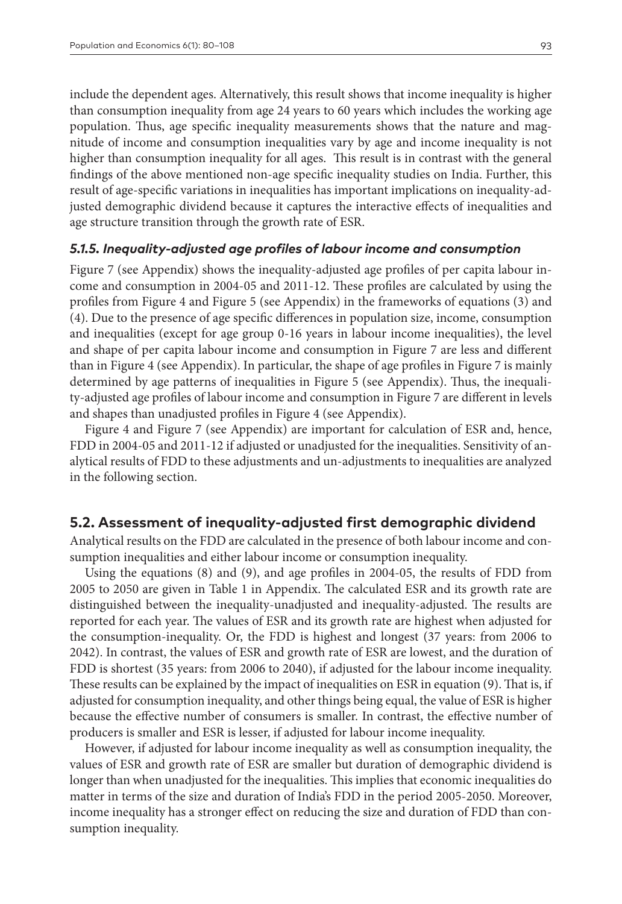include the dependent ages. Alternatively, this result shows that income inequality is higher than consumption inequality from age 24 years to 60 years which includes the working age population. Thus, age specific inequality measurements shows that the nature and magnitude of income and consumption inequalities vary by age and income inequality is not higher than consumption inequality for all ages. This result is in contrast with the general findings of the above mentioned non-age specific inequality studies on India. Further, this result of age-specific variations in inequalities has important implications on inequality-adjusted demographic dividend because it captures the interactive effects of inequalities and age structure transition through the growth rate of ESR.

#### *5.1.5. Inequality-adjusted age profiles of labour income and consumption*

Figure 7 (see Appendix) shows the inequality-adjusted age profiles of per capita labour income and consumption in 2004-05 and 2011-12. These profiles are calculated by using the profiles from Figure 4 and Figure 5 (see Appendix) in the frameworks of equations (3) and (4). Due to the presence of age specific differences in population size, income, consumption and inequalities (except for age group 0-16 years in labour income inequalities), the level and shape of per capita labour income and consumption in Figure 7 are less and different than in Figure 4 (see Appendix). In particular, the shape of age profiles in Figure 7 is mainly determined by age patterns of inequalities in Figure 5 (see Appendix). Thus, the inequality-adjusted age profiles of labour income and consumption in Figure 7 are different in levels and shapes than unadjusted profiles in Figure 4 (see Appendix).

Figure 4 and Figure 7 (see Appendix) are important for calculation of ESR and, hence, FDD in 2004-05 and 2011-12 if adjusted or unadjusted for the inequalities. Sensitivity of analytical results of FDD to these adjustments and un-adjustments to inequalities are analyzed in the following section.

### 5.2. Assessment of inequality-adjusted first demographic dividend

Analytical results on the FDD are calculated in the presence of both labour income and consumption inequalities and either labour income or consumption inequality.

Using the equations (8) and (9), and age profiles in 2004-05, the results of FDD from 2005 to 2050 are given in Table 1 in Appendix. The calculated ESR and its growth rate are distinguished between the inequality-unadjusted and inequality-adjusted. The results are reported for each year. The values of ESR and its growth rate are highest when adjusted for the consumption-inequality. Or, the FDD is highest and longest (37 years: from 2006 to 2042). In contrast, the values of ESR and growth rate of ESR are lowest, and the duration of FDD is shortest (35 years: from 2006 to 2040), if adjusted for the labour income inequality. These results can be explained by the impact of inequalities on ESR in equation (9). That is, if adjusted for consumption inequality, and other things being equal, the value of ESR is higher because the effective number of consumers is smaller. In contrast, the effective number of producers is smaller and ESR is lesser, if adjusted for labour income inequality.

However, if adjusted for labour income inequality as well as consumption inequality, the values of ESR and growth rate of ESR are smaller but duration of demographic dividend is longer than when unadjusted for the inequalities. This implies that economic inequalities do matter in terms of the size and duration of India's FDD in the period 2005-2050. Moreover, income inequality has a stronger effect on reducing the size and duration of FDD than consumption inequality.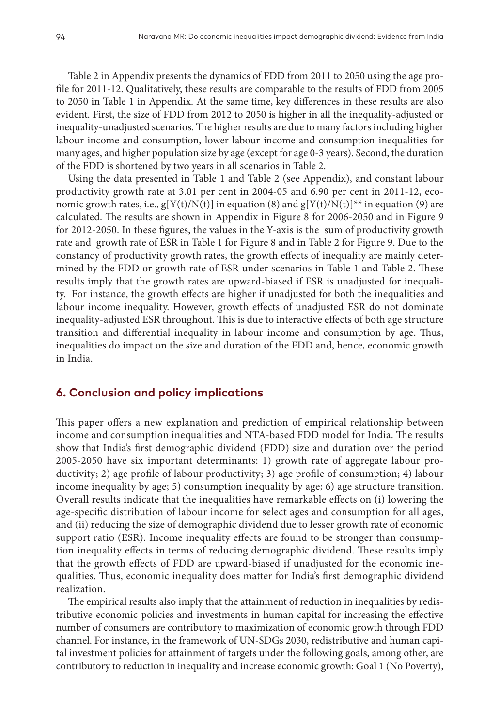Table 2 in Appendix presents the dynamics of FDD from 2011 to 2050 using the age profile for 2011-12. Qualitatively, these results are comparable to the results of FDD from 2005 to 2050 in Table 1 in Appendix. At the same time, key differences in these results are also evident. First, the size of FDD from 2012 to 2050 is higher in all the inequality-adjusted or inequality-unadjusted scenarios. The higher results are due to many factors including higher labour income and consumption, lower labour income and consumption inequalities for many ages, and higher population size by age (except for age 0-3 years). Second, the duration of the FDD is shortened by two years in all scenarios in Table 2.

Using the data presented in Table 1 and Table 2 (see Appendix), and constant labour productivity growth rate at 3.01 per cent in 2004-05 and 6.90 per cent in 2011-12, economic growth rates, i.e., $g[Y(t)/N(t)]$ in equation (8) and $g[Y(t)/N(t)]^{**}$ in equation (9) are calculated. The results are shown in Appendix in Figure 8 for 2006-2050 and in Figure 9 for 2012-2050. In these figures, the values in the Y-axis is the sum of productivity growth rate and growth rate of ESR in Table 1 for Figure 8 and in Table 2 for Figure 9. Due to the constancy of productivity growth rates, the growth effects of inequality are mainly determined by the FDD or growth rate of ESR under scenarios in Table 1 and Table 2. These results imply that the growth rates are upward-biased if ESR is unadjusted for inequality. For instance, the growth effects are higher if unadjusted for both the inequalities and labour income inequality. However, growth effects of unadjusted ESR do not dominate inequality-adjusted ESR throughout. This is due to interactive effects of both age structure transition and differential inequality in labour income and consumption by age. Thus, inequalities do impact on the size and duration of the FDD and, hence, economic growth in India.

## 6. Conclusion and policy implications

This paper offers a new explanation and prediction of empirical relationship between income and consumption inequalities and NTA-based FDD model for India. The results show that India's first demographic dividend (FDD) size and duration over the period 2005-2050 have six important determinants: 1) growth rate of aggregate labour productivity; 2) age profile of labour productivity; 3) age profile of consumption; 4) labour income inequality by age; 5) consumption inequality by age; 6) age structure transition. Overall results indicate that the inequalities have remarkable effects on (i) lowering the age-specific distribution of labour income for select ages and consumption for all ages, and (ii) reducing the size of demographic dividend due to lesser growth rate of economic support ratio (ESR). Income inequality effects are found to be stronger than consumption inequality effects in terms of reducing demographic dividend. These results imply that the growth effects of FDD are upward-biased if unadjusted for the economic inequalities. Thus, economic inequality does matter for India's first demographic dividend realization.

The empirical results also imply that the attainment of reduction in inequalities by redistributive economic policies and investments in human capital for increasing the effective number of consumers are contributory to maximization of economic growth through FDD channel. For instance, in the framework of UN-SDGs 2030, redistributive and human capital investment policies for attainment of targets under the following goals, among other, are contributory to reduction in inequality and increase economic growth: Goal 1 (No Poverty),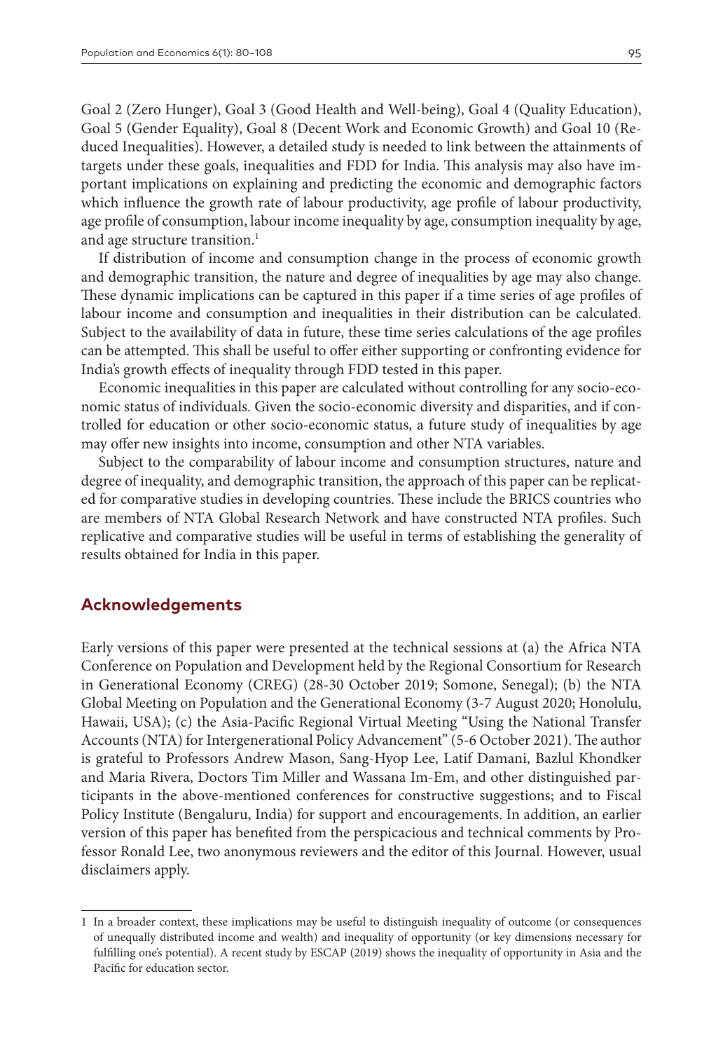Goal 2 (Zero Hunger), Goal 3 (Good Health and Well-being), Goal 4 (Quality Education), Goal 5 (Gender Equality), Goal 8 (Decent Work and Economic Growth) and Goal 10 (Reduced Inequalities). However, a detailed study is needed to link between the attainments of targets under these goals, inequalities and FDD for India. This analysis may also have important implications on explaining and predicting the economic and demographic factors which influence the growth rate of labour productivity, age profile of labour productivity, age profile of consumption, labour income inequality by age, consumption inequality by age, and age structure transition.[1]

If distribution of income and consumption change in the process of economic growth and demographic transition, the nature and degree of inequalities by age may also change. These dynamic implications can be captured in this paper if a time series of age profiles of labour income and consumption and inequalities in their distribution can be calculated. Subject to the availability of data in future, these time series calculations of the age profiles can be attempted. This shall be useful to offer either supporting or confronting evidence for India's growth effects of inequality through FDD tested in this paper.

Economic inequalities in this paper are calculated without controlling for any socio-economic status of individuals. Given the socio-economic diversity and disparities, and if controlled for education or other socio-economic status, a future study of inequalities by age may offer new insights into income, consumption and other NTA variables.

Subject to the comparability of labour income and consumption structures, nature and degree of inequality, and demographic transition, the approach of this paper can be replicated for comparative studies in developing countries. These include the BRICS countries who are members of NTA Global Research Network and have constructed NTA profiles. Such replicative and comparative studies will be useful in terms of establishing the generality of results obtained for India in this paper.

## Acknowledgements

Early versions of this paper were presented at the technical sessions at (a) the Africa NTA Conference on Population and Development held by the Regional Consortium for Research in Generational Economy (CREG) (28-30 October 2019; Somone, Senegal); (b) the NTA Global Meeting on Population and the Generational Economy (3-7 August 2020; Honolulu, Hawaii, USA); (c) the Asia-Pacific Regional Virtual Meeting "Using the National Transfer Accounts (NTA) for Intergenerational Policy Advancement" (5-6 October 2021). The author is grateful to Professors Andrew Mason, Sang-Hyop Lee, Latif Damani, Bazlul Khondker and Maria Rivera, Doctors Tim Miller and Wassana Im-Em, and other distinguished participants in the above-mentioned conferences for constructive suggestions; and to Fiscal Policy Institute (Bengaluru, India) for support and encouragements. In addition, an earlier version of this paper has benefited from the perspicacious and technical comments by Professor Ronald Lee, two anonymous reviewers and the editor of this Journal. However, usual disclaimers apply.

---

[1] In a broader context, these implications may be useful to distinguish inequality of outcome (or consequences of unequally distributed income and wealth) and inequality of opportunity (or key dimensions necessary for fulfilling one's potential). A recent study by ESCAP (2019) shows the inequality of opportunity in Asia and the Pacific for education sector.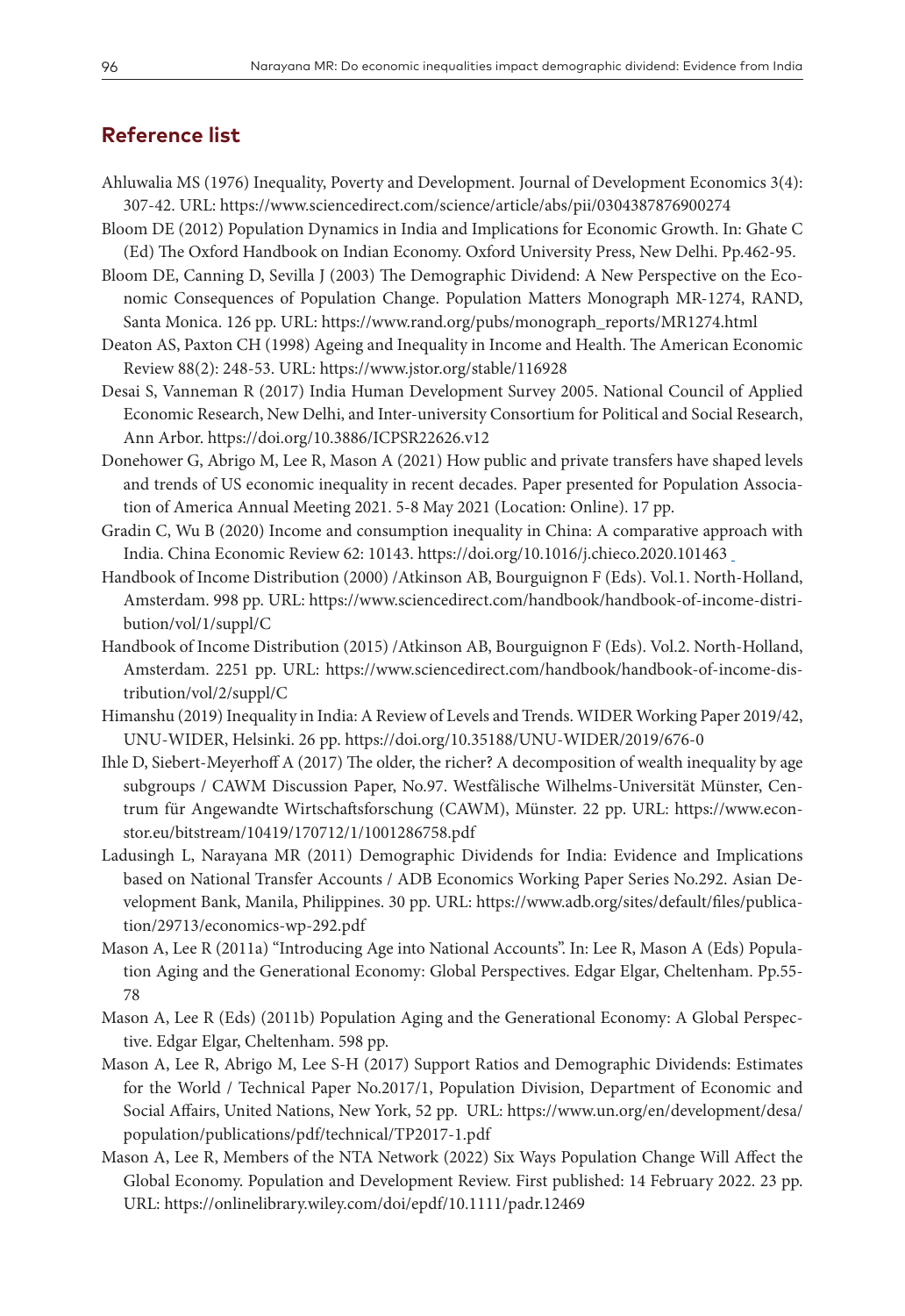## Reference list

Ahluwalia MS (1976) Inequality, Poverty and Development. Journal of Development Economics 3(4): 307-42. URL: https://www.sciencedirect.com/science/article/abs/pii/0304387876900274

Bloom DE (2012) Population Dynamics in India and Implications for Economic Growth. In: Ghate C (Ed) The Oxford Handbook on Indian Economy. Oxford University Press, New Delhi. Pp.462-95.

Bloom DE, Canning D, Sevilla J (2003) The Demographic Dividend: A New Perspective on the Economic Consequences of Population Change. Population Matters Monograph MR-1274, RAND, Santa Monica. 126 pp. URL: https://www.rand.org/pubs/monograph_reports/MR1274.html

Deaton AS, Paxton CH (1998) Ageing and Inequality in Income and Health. The American Economic Review 88(2): 248-53. URL: https://www.jstor.org/stable/116928

Desai S, Vanneman R (2017) India Human Development Survey 2005. National Council of Applied Economic Research, New Delhi, and Inter-university Consortium for Political and Social Research, Ann Arbor. https://doi.org/10.3886/ICPSR22626.v12

Donehower G, Abrigo M, Lee R, Mason A (2021) How public and private transfers have shaped levels and trends of US economic inequality in recent decades. Paper presented for Population Association of America Annual Meeting 2021. 5-8 May 2021 (Location: Online). 17 pp.

Gradin C, Wu B (2020) Income and consumption inequality in China: A comparative approach with India. China Economic Review 62: 10143. https://doi.org/10.1016/j.chieco.2020.101463

Handbook of Income Distribution (2000) /Atkinson AB, Bourguignon F (Eds). Vol.1. North-Holland, Amsterdam. 998 pp. URL: https://www.sciencedirect.com/handbook/handbook-of-income-distribution/vol/1/suppl/C

Handbook of Income Distribution (2015) /Atkinson AB, Bourguignon F (Eds). Vol.2. North-Holland, Amsterdam. 2251 pp. URL: https://www.sciencedirect.com/handbook/handbook-of-income-distribution/vol/2/suppl/C

Himanshu (2019) Inequality in India: A Review of Levels and Trends. WIDER Working Paper 2019/42, UNU-WIDER, Helsinki. 26 pp. https://doi.org/10.35188/UNU-WIDER/2019/676-0

Ihle D, Siebert-Meyerhoff A (2017) The older, the richer? A decomposition of wealth inequality by age subgroups / CAWM Discussion Paper, No.97. Westfälische Wilhelms-Universität Münster, Centrum für Angewandte Wirtschaftsforschung (CAWM), Münster. 22 pp. URL: https://www.econstor.eu/bitstream/10419/170712/1/1001286758.pdf

Ladusingh L, Narayana MR (2011) Demographic Dividends for India: Evidence and Implications based on National Transfer Accounts / ADB Economics Working Paper Series No.292. Asian Development Bank, Manila, Philippines. 30 pp. URL: https://www.adb.org/sites/default/files/publication/29713/economics-wp-292.pdf

Mason A, Lee R (2011a) "Introducing Age into National Accounts". In: Lee R, Mason A (Eds) Population Aging and the Generational Economy: Global Perspectives. Edgar Elgar, Cheltenham. Pp.55-78

Mason A, Lee R (Eds) (2011b) Population Aging and the Generational Economy: A Global Perspective. Edgar Elgar, Cheltenham. 598 pp.

Mason A, Lee R, Abrigo M, Lee S-H (2017) Support Ratios and Demographic Dividends: Estimates for the World / Technical Paper No.2017/1, Population Division, Department of Economic and Social Affairs, United Nations, New York, 52 pp. URL: https://www.un.org/en/development/desa/population/publications/pdf/technical/TP2017-1.pdf

Mason A, Lee R, Members of the NTA Network (2022) Six Ways Population Change Will Affect the Global Economy. Population and Development Review. First published: 14 February 2022. 23 pp. URL: https://onlinelibrary.wiley.com/doi/epdf/10.1111/padr.12469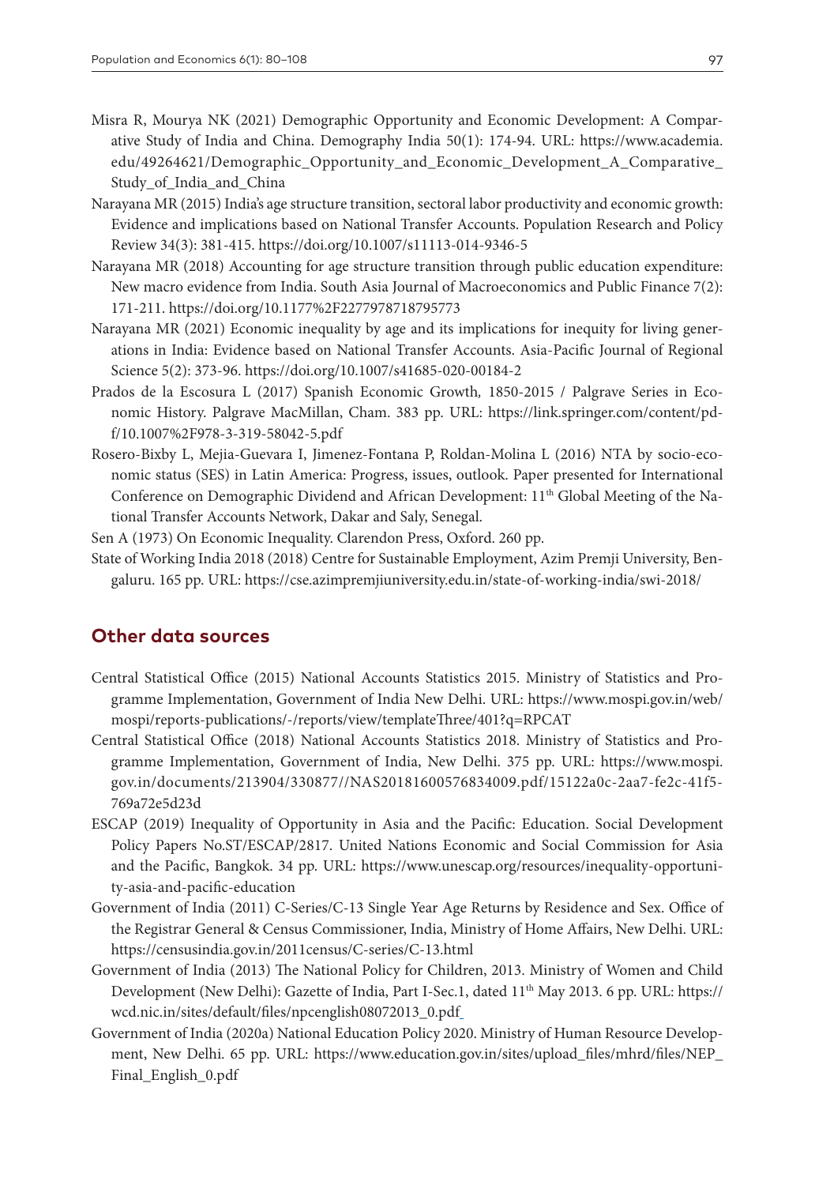Misra R, Mourya NK (2021) Demographic Opportunity and Economic Development: A Comparative Study of India and China. Demography India 50(1): 174-94. URL: https://www.academia.edu/49264621/Demographic_Opportunity_and_Economic_Development_A_Comparative_Study_of_India_and_China

Narayana MR (2015) India's age structure transition, sectoral labor productivity and economic growth: Evidence and implications based on National Transfer Accounts. Population Research and Policy Review 34(3): 381-415. https://doi.org/10.1007/s11113-014-9346-5

Narayana MR (2018) Accounting for age structure transition through public education expenditure: New macro evidence from India. South Asia Journal of Macroeconomics and Public Finance 7(2): 171-211. https://doi.org/10.1177%2F2277978718795773

Narayana MR (2021) Economic inequality by age and its implications for inequity for living generations in India: Evidence based on National Transfer Accounts. Asia-Pacific Journal of Regional Science 5(2): 373-96. https://doi.org/10.1007/s41685-020-00184-2

Prados de la Escosura L (2017) Spanish Economic Growth, 1850-2015 / Palgrave Series in Economic History. Palgrave MacMillan, Cham. 383 pp. URL: https://link.springer.com/content/pdf/10.1007%2F978-3-319-58042-5.pdf

Rosero-Bixby L, Mejia-Guevara I, Jimenez-Fontana P, Roldan-Molina L (2016) NTA by socio-economic status (SES) in Latin America: Progress, issues, outlook. Paper presented for International Conference on Demographic Dividend and African Development: 11th Global Meeting of the National Transfer Accounts Network, Dakar and Saly, Senegal.

Sen A (1973) On Economic Inequality. Clarendon Press, Oxford. 260 pp.

State of Working India 2018 (2018) Centre for Sustainable Employment, Azim Premji University, Bengaluru. 165 pp. URL: https://cse.azimpremjiuniversity.edu.in/state-of-working-india/swi-2018/

## Other data sources

Central Statistical Office (2015) National Accounts Statistics 2015. Ministry of Statistics and Programme Implementation, Government of India New Delhi. URL: https://www.mospi.gov.in/web/mospi/reports-publications/-/reports/view/templateThree/401?q=RPCAT

Central Statistical Office (2018) National Accounts Statistics 2018. Ministry of Statistics and Programme Implementation, Government of India, New Delhi. 375 pp. URL: https://www.mospi.gov.in/documents/213904/330877//NAS20181600576834009.pdf/15122a0c-2aa7-fe2c-41f5-769a72e5d23d

ESCAP (2019) Inequality of Opportunity in Asia and the Pacific: Education. Social Development Policy Papers No.ST/ESCAP/2817. United Nations Economic and Social Commission for Asia and the Pacific, Bangkok. 34 pp. URL: https://www.unescap.org/resources/inequality-opportunity-asia-and-pacific-education

Government of India (2011) C-Series/C-13 Single Year Age Returns by Residence and Sex. Office of the Registrar General & Census Commissioner, India, Ministry of Home Affairs, New Delhi. URL: https://censusindia.gov.in/2011census/C-series/C-13.html

Government of India (2013) The National Policy for Children, 2013. Ministry of Women and Child Development (New Delhi): Gazette of India, Part I-Sec.1, dated 11th May 2013. 6 pp. URL: https://wcd.nic.in/sites/default/files/npcenglish08072013_0.pdf

Government of India (2020a) National Education Policy 2020. Ministry of Human Resource Development, New Delhi. 65 pp. URL: https://www.education.gov.in/sites/upload_files/mhrd/files/NEP_Final_English_0.pdf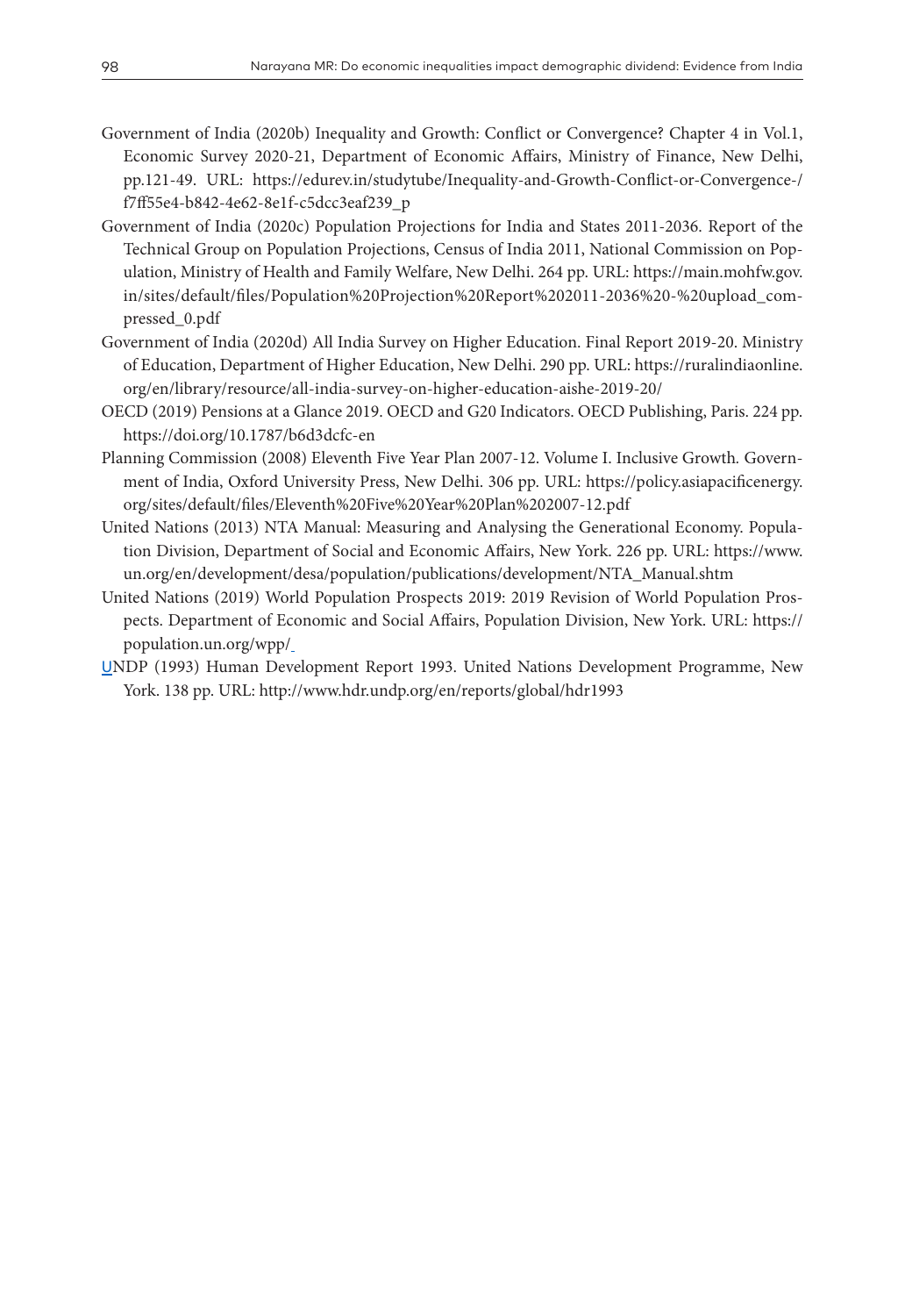Government of India (2020b) Inequality and Growth: Conflict or Convergence? Chapter 4 in Vol.1, Economic Survey 2020-21, Department of Economic Affairs, Ministry of Finance, New Delhi, pp.121-49. URL: https://edurev.in/studytube/Inequality-and-Growth-Conflict-or-Convergence-/f7ff55e4-b842-4e62-8e1f-c5dcc3eaf239_p

Government of India (2020c) Population Projections for India and States 2011-2036. Report of the Technical Group on Population Projections, Census of India 2011, National Commission on Population, Ministry of Health and Family Welfare, New Delhi. 264 pp. URL: https://main.mohfw.gov.in/sites/default/files/Population%20Projection%20Report%202011-2036%20-%20upload_compressed_0.pdf

Government of India (2020d) All India Survey on Higher Education. Final Report 2019-20. Ministry of Education, Department of Higher Education, New Delhi. 290 pp. URL: https://ruralindiaonline.org/en/library/resource/all-india-survey-on-higher-education-aishe-2019-20/

OECD (2019) Pensions at a Glance 2019. OECD and G20 Indicators. OECD Publishing, Paris. 224 pp. https://doi.org/10.1787/b6d3dcfc-en

Planning Commission (2008) Eleventh Five Year Plan 2007-12. Volume I. Inclusive Growth. Government of India, Oxford University Press, New Delhi. 306 pp. URL: https://policy.asiapacificenergy.org/sites/default/files/Eleventh%20Five%20Year%20Plan%202007-12.pdf

United Nations (2013) NTA Manual: Measuring and Analysing the Generational Economy. Population Division, Department of Social and Economic Affairs, New York. 226 pp. URL: https://www.un.org/en/development/desa/population/publications/development/NTA_Manual.shtm

United Nations (2019) World Population Prospects 2019: 2019 Revision of World Population Prospects. Department of Economic and Social Affairs, Population Division, New York. URL: https://population.un.org/wpp/

UNDP (1993) Human Development Report 1993. United Nations Development Programme, New York. 138 pp. URL: http://www.hdr.undp.org/en/reports/global/hdr1993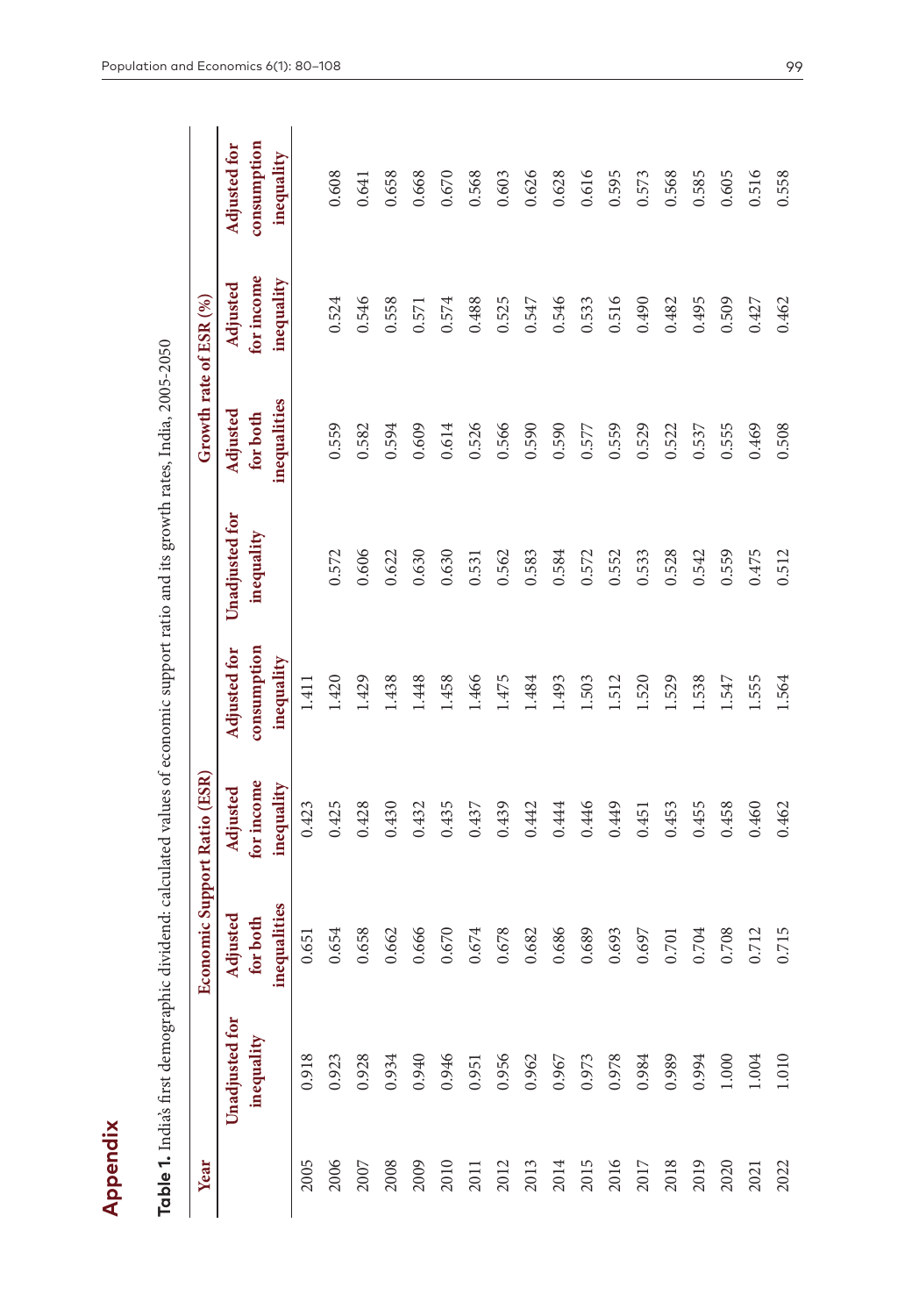# Appendix

**Table 1.** India's first demographic dividend: calculated values of economic support ratio and its growth rates, India, 2005-2050

| Year | Economic Support Ratio (ESR) | | | | Growth rate of ESR (%) | | | |
|---|---|---|---|---|---|---|---|---|
| | Unadjusted for inequality | Adjusted for both inequalities | Adjusted for income inequality | Adjusted for consumption inequality | Unadjusted for inequality | Adjusted for both inequalities | Adjusted for income inequality | Adjusted for consumption inequality |
| 2005 | 0.918 | 0.651 | 0.423 | 1.411 | | | | |
| 2006 | 0.923 | 0.654 | 0.425 | 1.420 | 0.572 | 0.559 | 0.524 | 0.608 |
| 2007 | 0.928 | 0.658 | 0.428 | 1.429 | 0.606 | 0.582 | 0.546 | 0.641 |
| 2008 | 0.934 | 0.662 | 0.430 | 1.438 | 0.622 | 0.594 | 0.558 | 0.658 |
| 2009 | 0.940 | 0.666 | 0.432 | 1.448 | 0.630 | 0.609 | 0.571 | 0.668 |
| 2010 | 0.946 | 0.670 | 0.435 | 1.458 | 0.630 | 0.614 | 0.574 | 0.670 |
| 2011 | 0.951 | 0.674 | 0.437 | 1.466 | 0.531 | 0.526 | 0.488 | 0.568 |
| 2012 | 0.956 | 0.678 | 0.439 | 1.475 | 0.562 | 0.566 | 0.525 | 0.603 |
| 2013 | 0.962 | 0.682 | 0.442 | 1.484 | 0.583 | 0.590 | 0.547 | 0.626 |
| 2014 | 0.967 | 0.686 | 0.444 | 1.493 | 0.584 | 0.590 | 0.546 | 0.628 |
| 2015 | 0.973 | 0.689 | 0.446 | 1.503 | 0.572 | 0.577 | 0.533 | 0.616 |
| 2016 | 0.978 | 0.693 | 0.449 | 1.512 | 0.552 | 0.559 | 0.516 | 0.595 |
| 2017 | 0.984 | 0.697 | 0.451 | 1.520 | 0.533 | 0.529 | 0.490 | 0.573 |
| 2018 | 0.989 | 0.701 | 0.453 | 1.529 | 0.528 | 0.522 | 0.482 | 0.568 |
| 2019 | 0.994 | 0.704 | 0.455 | 1.538 | 0.542 | 0.537 | 0.495 | 0.585 |
| 2020 | 1.000 | 0.708 | 0.458 | 1.547 | 0.559 | 0.555 | 0.509 | 0.605 |
| 2021 | 1.004 | 0.712 | 0.460 | 1.555 | 0.475 | 0.469 | 0.427 | 0.516 |
| 2022 | 1.010 | 0.715 | 0.462 | 1.564 | 0.512 | 0.508 | 0.462 | 0.558 |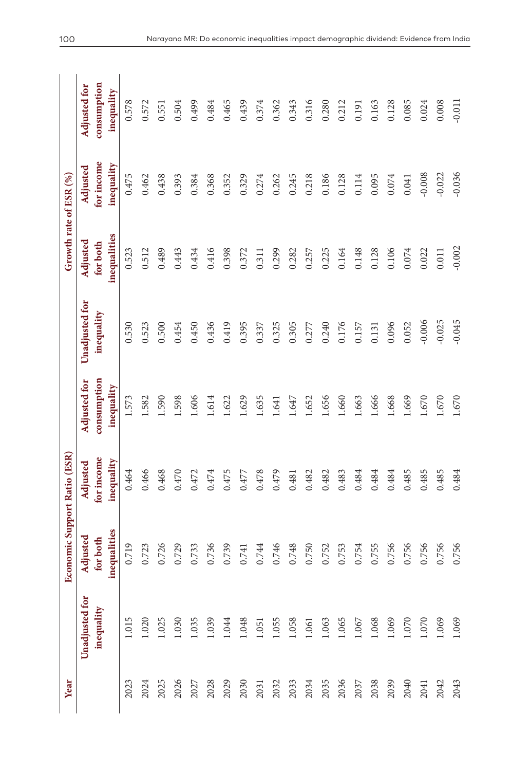| Year | Economic Support Ratio (ESR) | | | | Growth rate of ESR (%) | | | |
|---|---|---|---|---|---|---|---|---|
| | Unadjusted for inequality | Adjusted for both inequalities | Adjusted for income inequality | Adjusted for consumption inequality | Unadjusted for inequality | Adjusted for both inequalities | Adjusted for income inequality | Adjusted for consumption inequality |
| 2023 | 1.015 | 0.719 | 0.464 | 1.573 | 0.530 | 0.523 | 0.475 | 0.578 |
| 2024 | 1.020 | 0.723 | 0.466 | 1.582 | 0.523 | 0.512 | 0.462 | 0.572 |
| 2025 | 1.025 | 0.726 | 0.468 | 1.590 | 0.500 | 0.489 | 0.438 | 0.551 |
| 2026 | 1.030 | 0.729 | 0.470 | 1.598 | 0.454 | 0.443 | 0.393 | 0.504 |
| 2027 | 1.035 | 0.733 | 0.472 | 1.606 | 0.450 | 0.434 | 0.384 | 0.499 |
| 2028 | 1.039 | 0.736 | 0.474 | 1.614 | 0.436 | 0.416 | 0.368 | 0.484 |
| 2029 | 1.044 | 0.739 | 0.475 | 1.622 | 0.419 | 0.398 | 0.352 | 0.465 |
| 2030 | 1.048 | 0.741 | 0.477 | 1.629 | 0.395 | 0.372 | 0.329 | 0.439 |
| 2031 | 1.051 | 0.744 | 0.478 | 1.635 | 0.337 | 0.311 | 0.274 | 0.374 |
| 2032 | 1.055 | 0.746 | 0.479 | 1.641 | 0.325 | 0.299 | 0.262 | 0.362 |
| 2033 | 1.058 | 0.748 | 0.481 | 1.647 | 0.305 | 0.282 | 0.245 | 0.343 |
| 2034 | 1.061 | 0.750 | 0.482 | 1.652 | 0.277 | 0.257 | 0.218 | 0.316 |
| 2035 | 1.063 | 0.752 | 0.482 | 1.656 | 0.240 | 0.225 | 0.186 | 0.280 |
| 2036 | 1.065 | 0.753 | 0.483 | 1.660 | 0.176 | 0.164 | 0.128 | 0.212 |
| 2037 | 1.067 | 0.754 | 0.484 | 1.663 | 0.157 | 0.148 | 0.114 | 0.191 |
| 2038 | 1.068 | 0.755 | 0.484 | 1.666 | 0.131 | 0.128 | 0.095 | 0.163 |
| 2039 | 1.069 | 0.756 | 0.484 | 1.668 | 0.096 | 0.106 | 0.074 | 0.128 |
| 2040 | 1.070 | 0.756 | 0.485 | 1.669 | 0.052 | 0.074 | 0.041 | 0.085 |
| 2041 | 1.070 | 0.756 | 0.485 | 1.670 | -0.006 | 0.022 | -0.008 | 0.024 |
| 2042 | 1.069 | 0.756 | 0.485 | 1.670 | -0.025 | 0.011 | -0.022 | 0.008 |
| 2043 | 1.069 | 0.756 | 0.484 | 1.670 | -0.045 | -0.002 | -0.036 | -0.011 |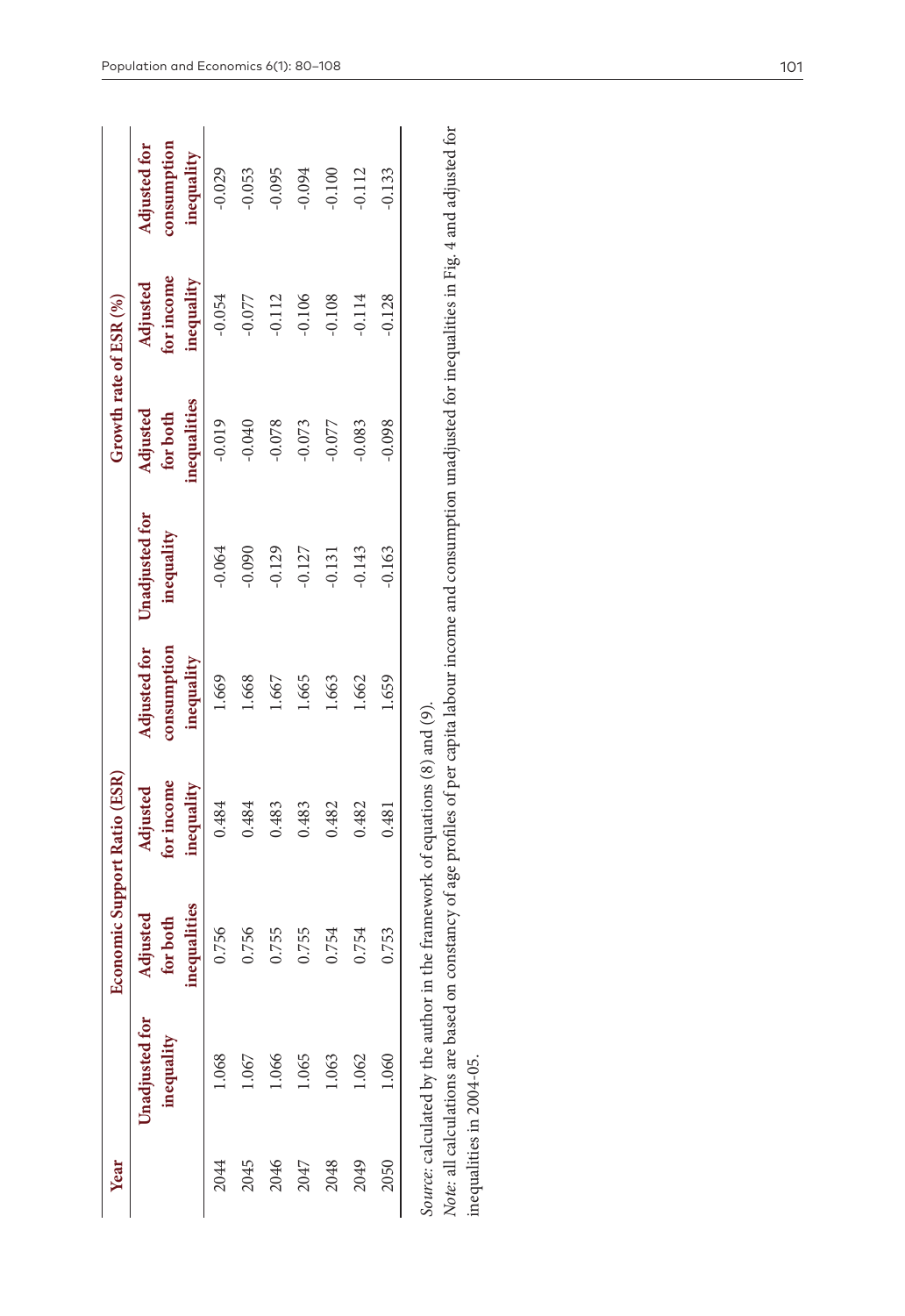| Year | Economic Support Ratio (ESR) | | | | Growth rate of ESR (%) | | | |
|---|---|---|---|---|---|---|---|---|
| | Unadjusted for inequality | Adjusted for both inequalities | Adjusted for income inequality | Adjusted for consumption inequality | Unadjusted for inequality | Adjusted for both inequalities | Adjusted for income inequality | Adjusted for consumption inequality |
| 2044 | 1.068 | 0.756 | 0.484 | 1.669 | -0.064 | -0.019 | -0.054 | -0.029 |
| 2045 | 1.067 | 0.756 | 0.484 | 1.668 | -0.090 | -0.040 | -0.077 | -0.053 |
| 2046 | 1.066 | 0.755 | 0.483 | 1.667 | -0.129 | -0.078 | -0.112 | -0.095 |
| 2047 | 1.065 | 0.755 | 0.483 | 1.665 | -0.127 | -0.073 | -0.106 | -0.094 |
| 2048 | 1.063 | 0.754 | 0.482 | 1.663 | -0.131 | -0.077 | -0.108 | -0.100 |
| 2049 | 1.062 | 0.754 | 0.482 | 1.662 | -0.143 | -0.083 | -0.114 | -0.112 |
| 2050 | 1.060 | 0.753 | 0.481 | 1.659 | -0.163 | -0.098 | -0.128 | -0.133 |

*Source*: calculated by the author in the framework of equations (8) and (9).

*Note*: all calculations are based on constancy of age profiles of per capita labour income and consumption unadjusted for inequalities in Fig. 4 and adjusted for inequalities in 2004-05.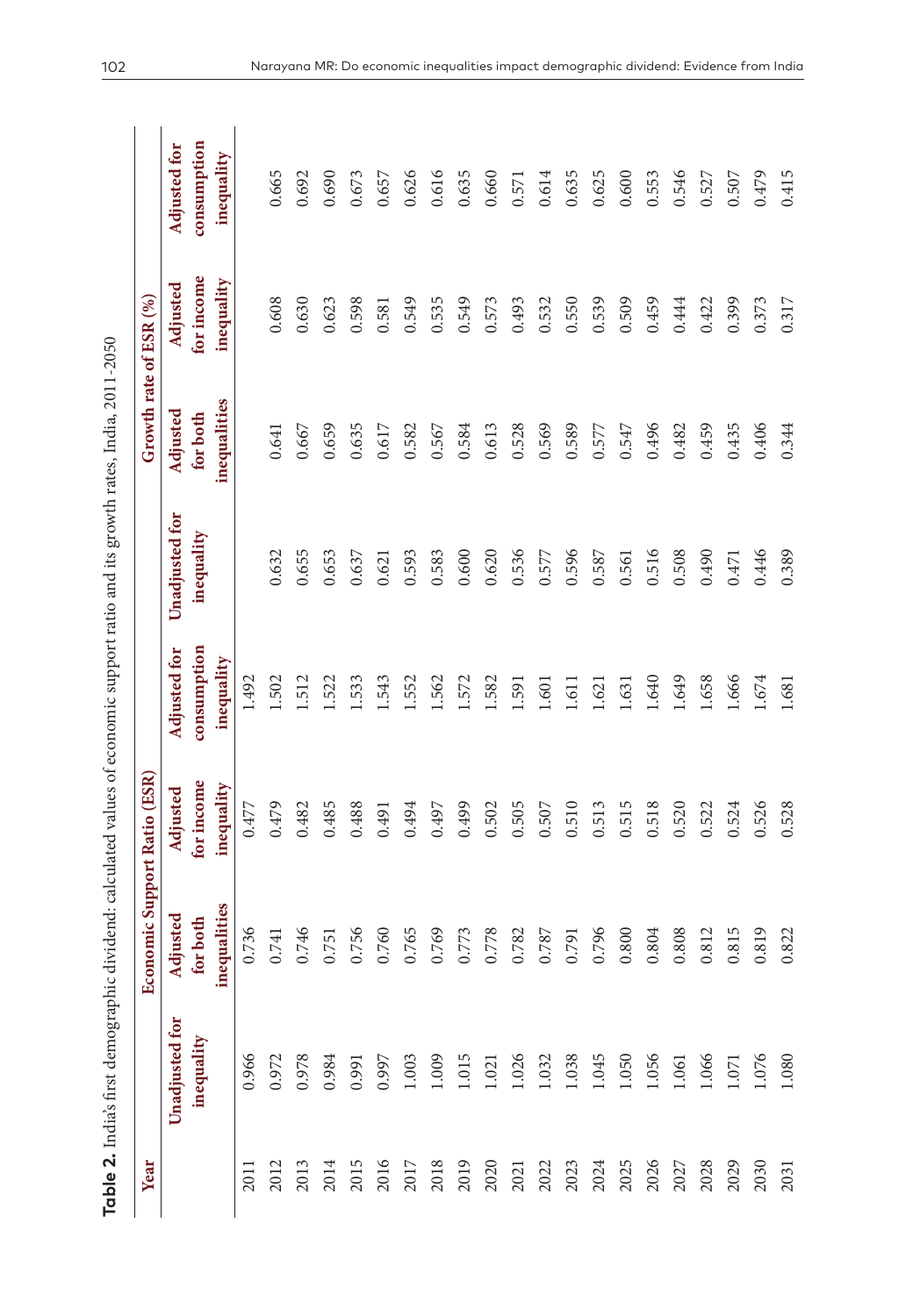**Table 2.** India's first demographic dividend: calculated values of economic support ratio and its growth rates, India, 2011-2050

| Year | Economic Support Ratio (ESR) | | | | Growth rate of ESR (%) | | | |
|---|---|---|---|---|---|---|---|---|
| | Unadjusted for inequality | Adjusted for both inequalities | Adjusted for income inequality | Adjusted for consumption inequality | Unadjusted for inequality | Adjusted for both inequalities | Adjusted for income inequality | Adjusted for consumption inequality |
| 2011 | 0.966 | 0.736 | 0.477 | 1.492 | | | | |
| 2012 | 0.972 | 0.741 | 0.479 | 1.502 | 0.632 | 0.641 | 0.608 | 0.665 |
| 2013 | 0.978 | 0.746 | 0.482 | 1.512 | 0.655 | 0.667 | 0.630 | 0.692 |
| 2014 | 0.984 | 0.751 | 0.485 | 1.522 | 0.653 | 0.659 | 0.623 | 0.690 |
| 2015 | 0.991 | 0.756 | 0.488 | 1.533 | 0.637 | 0.635 | 0.598 | 0.673 |
| 2016 | 0.997 | 0.760 | 0.491 | 1.543 | 0.621 | 0.617 | 0.581 | 0.657 |
| 2017 | 1.003 | 0.765 | 0.494 | 1.552 | 0.593 | 0.582 | 0.549 | 0.626 |
| 2018 | 1.009 | 0.769 | 0.497 | 1.562 | 0.583 | 0.567 | 0.535 | 0.616 |
| 2019 | 1.015 | 0.773 | 0.499 | 1.572 | 0.600 | 0.584 | 0.549 | 0.635 |
| 2020 | 1.021 | 0.778 | 0.502 | 1.582 | 0.620 | 0.613 | 0.573 | 0.660 |
| 2021 | 1.026 | 0.782 | 0.505 | 1.591 | 0.536 | 0.528 | 0.493 | 0.571 |
| 2022 | 1.032 | 0.787 | 0.507 | 1.601 | 0.577 | 0.569 | 0.532 | 0.614 |
| 2023 | 1.038 | 0.791 | 0.510 | 1.611 | 0.596 | 0.589 | 0.550 | 0.635 |
| 2024 | 1.045 | 0.796 | 0.513 | 1.621 | 0.587 | 0.577 | 0.539 | 0.625 |
| 2025 | 1.050 | 0.800 | 0.515 | 1.631 | 0.561 | 0.547 | 0.509 | 0.600 |
| 2026 | 1.056 | 0.804 | 0.518 | 1.640 | 0.516 | 0.496 | 0.459 | 0.553 |
| 2027 | 1.061 | 0.808 | 0.520 | 1.649 | 0.508 | 0.482 | 0.444 | 0.546 |
| 2028 | 1.066 | 0.812 | 0.522 | 1.658 | 0.490 | 0.459 | 0.422 | 0.527 |
| 2029 | 1.071 | 0.815 | 0.524 | 1.666 | 0.471 | 0.435 | 0.399 | 0.507 |
| 2030 | 1.076 | 0.819 | 0.526 | 1.674 | 0.446 | 0.406 | 0.373 | 0.479 |
| 2031 | 1.080 | 0.822 | 0.528 | 1.681 | 0.389 | 0.344 | 0.317 | 0.415 |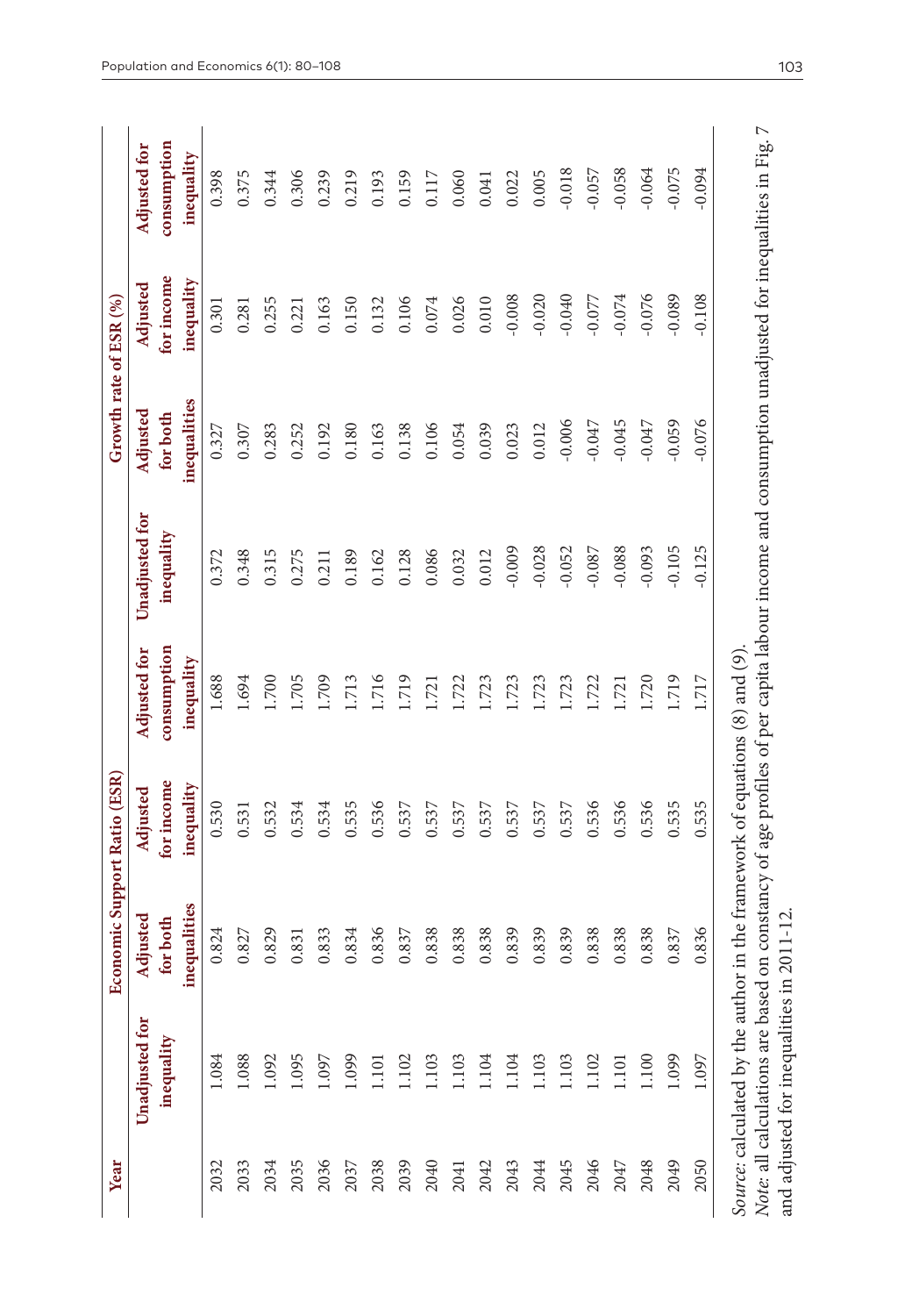| Year | Economic Support Ratio (ESR) | | | | Growth rate of ESR (%) | | | |
|---|---|---|---|---|---|---|---|---|
| | Unadjusted for inequality | Adjusted for both inequalities | Adjusted for income inequality | Adjusted for consumption inequality | Unadjusted for inequality | Adjusted for both inequalities | Adjusted for income inequality | Adjusted for consumption inequality |
| 2032 | 1.084 | 0.824 | 0.530 | 1.688 | 0.372 | 0.327 | 0.301 | 0.398 |
| 2033 | 1.088 | 0.827 | 0.531 | 1.694 | 0.348 | 0.307 | 0.281 | 0.375 |
| 2034 | 1.092 | 0.829 | 0.532 | 1.700 | 0.315 | 0.283 | 0.255 | 0.344 |
| 2035 | 1.095 | 0.831 | 0.534 | 1.705 | 0.275 | 0.252 | 0.221 | 0.306 |
| 2036 | 1.097 | 0.833 | 0.534 | 1.709 | 0.211 | 0.192 | 0.163 | 0.239 |
| 2037 | 1.099 | 0.834 | 0.535 | 1.713 | 0.189 | 0.180 | 0.150 | 0.219 |
| 2038 | 1.101 | 0.836 | 0.536 | 1.716 | 0.162 | 0.163 | 0.132 | 0.193 |
| 2039 | 1.102 | 0.837 | 0.537 | 1.719 | 0.128 | 0.138 | 0.106 | 0.159 |
| 2040 | 1.103 | 0.838 | 0.537 | 1.721 | 0.086 | 0.106 | 0.074 | 0.117 |
| 2041 | 1.103 | 0.838 | 0.537 | 1.722 | 0.032 | 0.054 | 0.026 | 0.060 |
| 2042 | 1.104 | 0.838 | 0.537 | 1.723 | 0.012 | 0.039 | 0.010 | 0.041 |
| 2043 | 1.104 | 0.839 | 0.537 | 1.723 | -0.009 | 0.023 | -0.008 | 0.022 |
| 2044 | 1.103 | 0.839 | 0.537 | 1.723 | -0.028 | 0.012 | -0.020 | 0.005 |
| 2045 | 1.103 | 0.839 | 0.537 | 1.723 | -0.052 | -0.006 | -0.040 | -0.018 |
| 2046 | 1.102 | 0.838 | 0.536 | 1.722 | -0.087 | -0.047 | -0.077 | -0.057 |
| 2047 | 1.101 | 0.838 | 0.536 | 1.721 | -0.088 | -0.045 | -0.074 | -0.058 |
| 2048 | 1.100 | 0.838 | 0.536 | 1.720 | -0.093 | -0.047 | -0.076 | -0.064 |
| 2049 | 1.099 | 0.837 | 0.535 | 1.719 | -0.105 | -0.059 | -0.089 | -0.075 |
| 2050 | 1.097 | 0.836 | 0.535 | 1.717 | -0.125 | -0.076 | -0.108 | -0.094 |

*Source:* calculated by the author in the framework of equations (8) and (9).

*Note:* all calculations are based on constancy of age profiles of per capita labour income and consumption unadjusted for inequalities in Fig. 7 and adjusted for inequalities in 2011-12.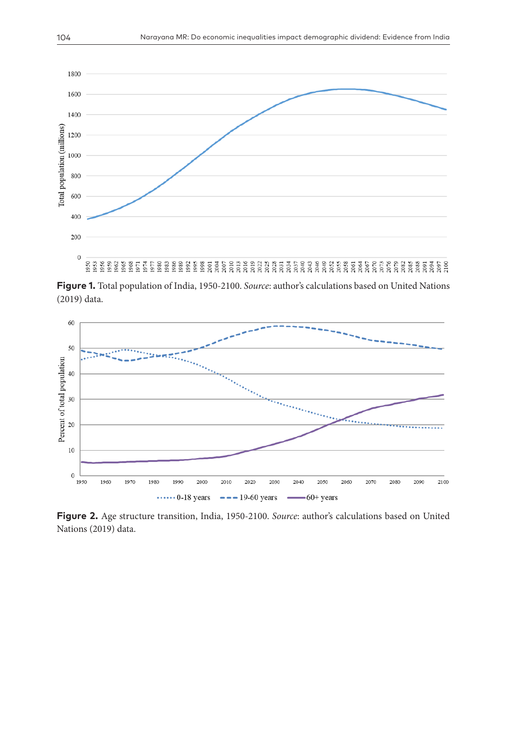**Figure 1.** Total population of India, 1950-2100. *Source*: author's calculations based on United Nations (2019) data.

**Figure 2.** Age structure transition, India, 1950-2100. *Source*: author's calculations based on United Nations (2019) data.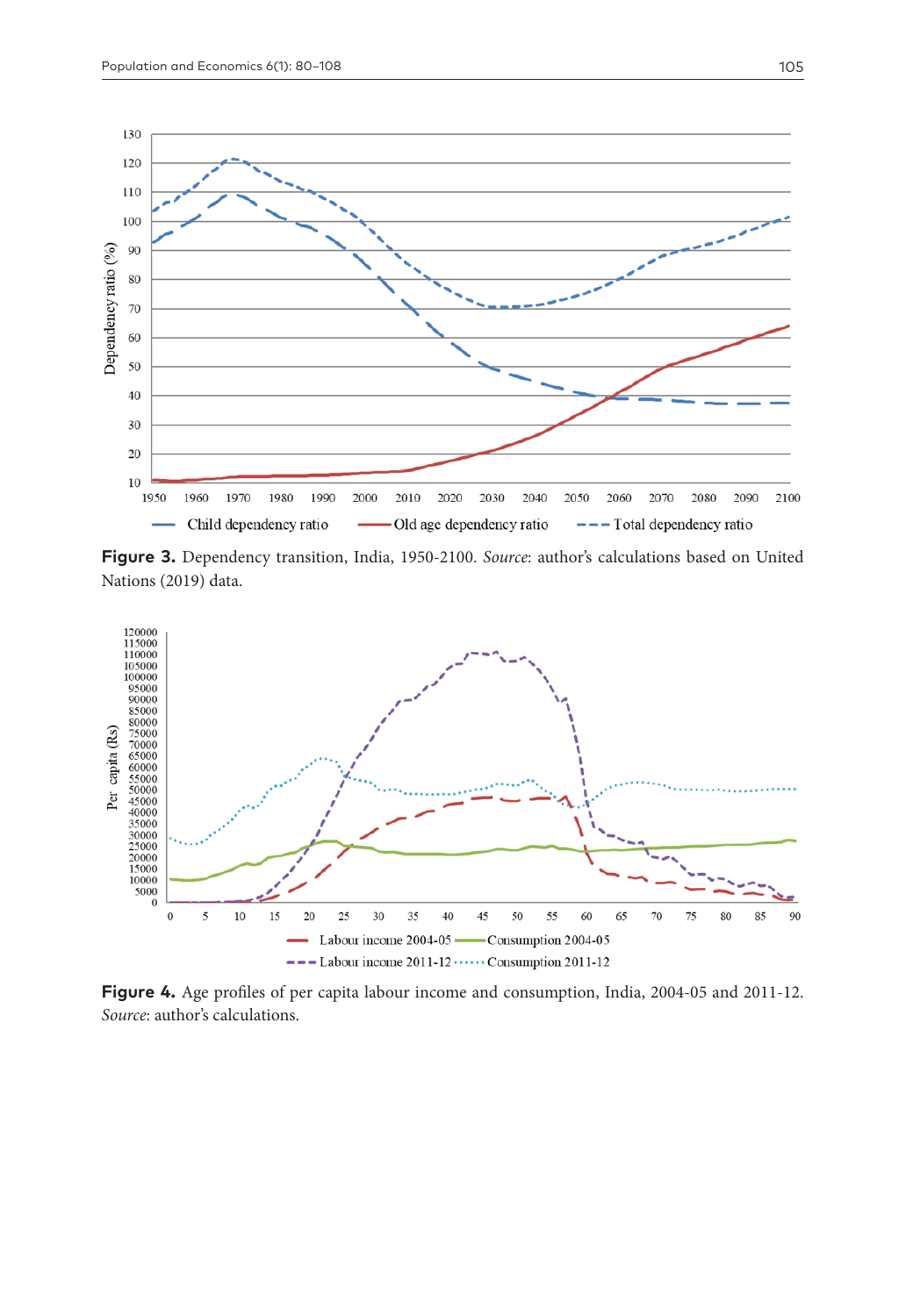**Figure 3.** Dependency transition, India, 1950-2100. *Source*: author's calculations based on United Nations (2019) data.

**Figure 4.** Age profiles of per capita labour income and consumption, India, 2004-05 and 2011-12. *Source*: author's calculations.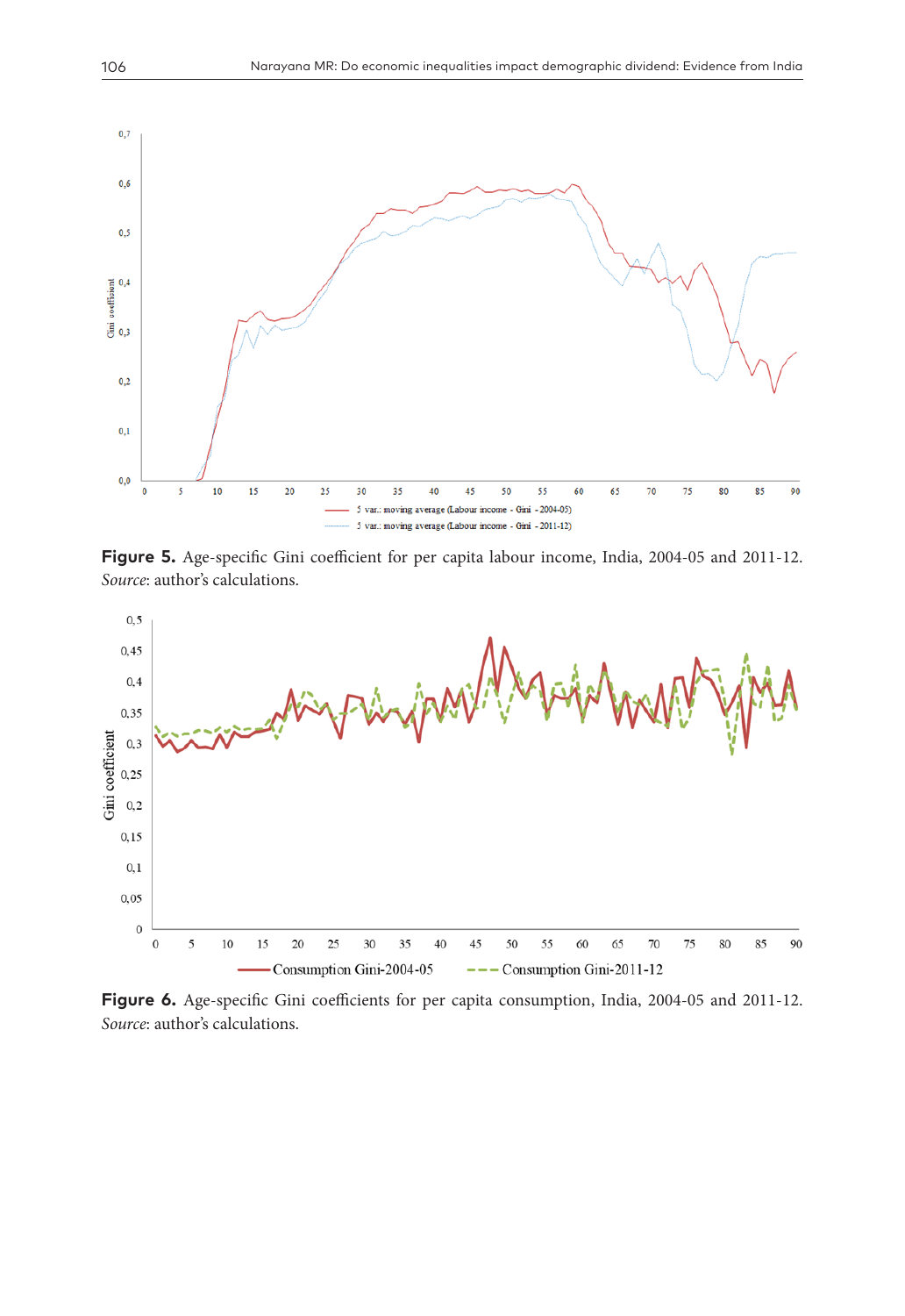**Figure 5.** Age-specific Gini coefficient for per capita labour income, India, 2004-05 and 2011-12. *Source*: author's calculations.

**Figure 6.** Age-specific Gini coefficients for per capita consumption, India, 2004-05 and 2011-12. *Source*: author's calculations.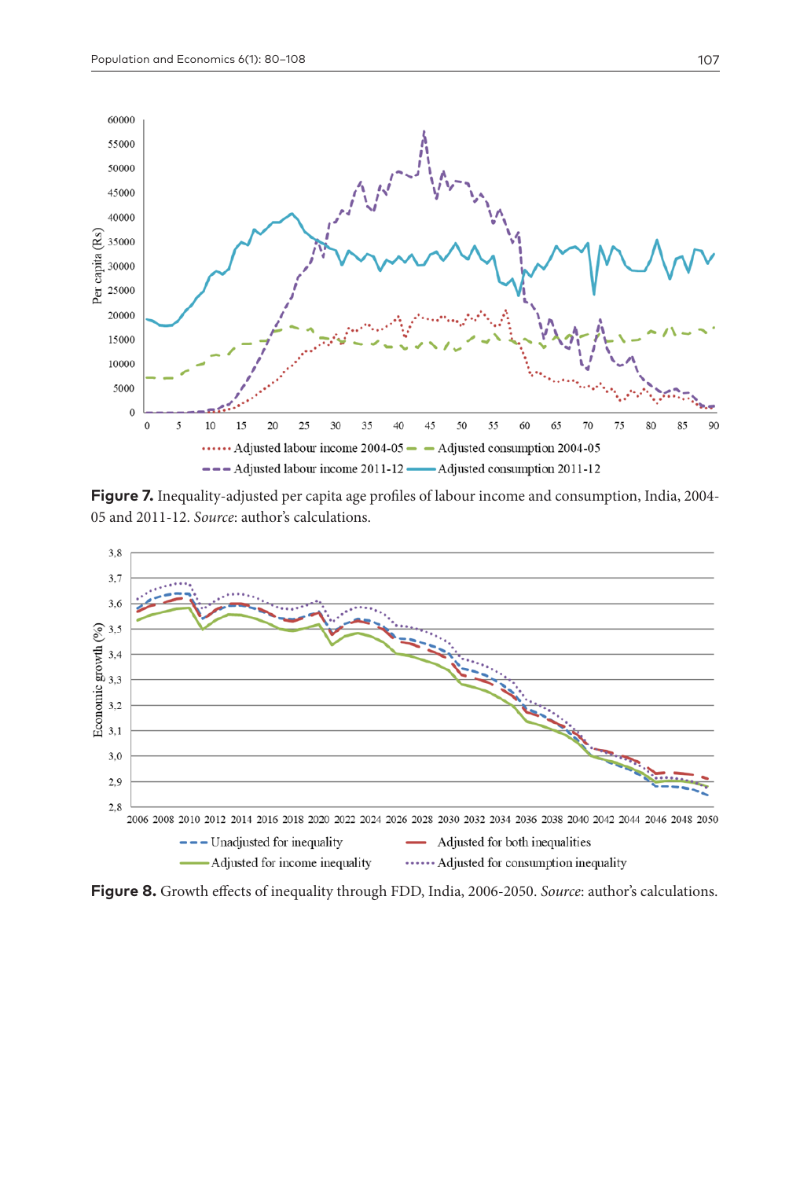**Figure 7.** Inequality-adjusted per capita age profiles of labour income and consumption, India, 2004-05 and 2011-12. *Source*: author's calculations.

**Figure 8.** Growth effects of inequality through FDD, India, 2006-2050. *Source*: author's calculations.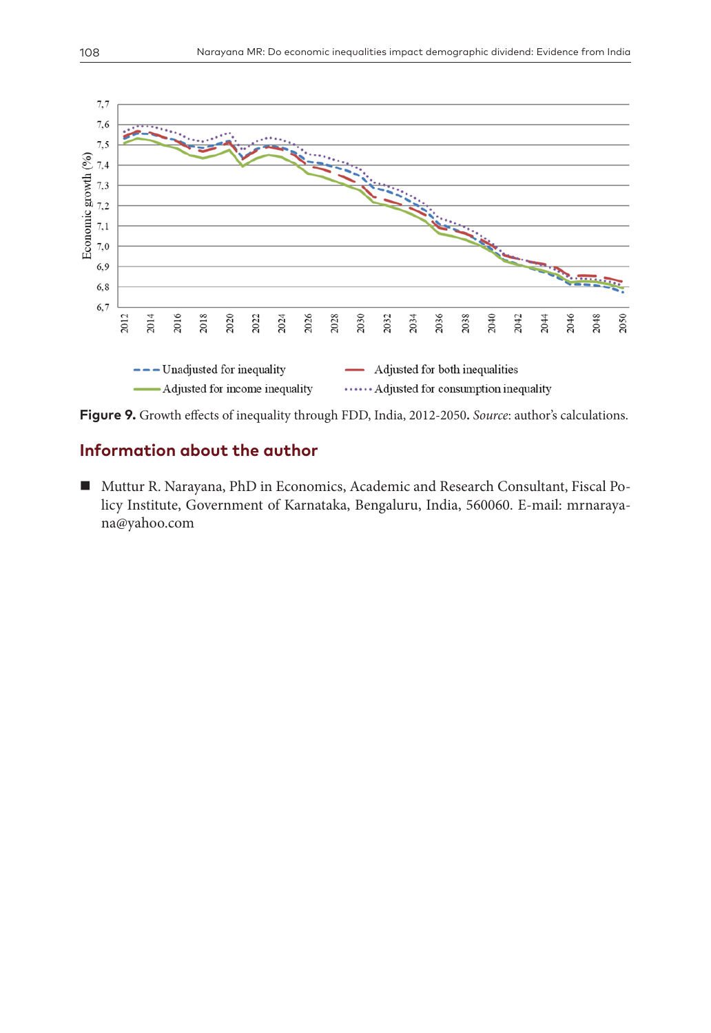7,7
7,6
7,5
7,4
7,3
7,2
7,1
7,0
6,9
6,8
6,7

Economic growth (%)

2012 2014 2016 2018 2020 2022 2024 2026 2028 2030 2032 2034 2036 2038 2040 2042 2044 2046 2048 2050

Unadjusted for inequality
Adjusted for both inequalities
Adjusted for income inequality
Adjusted for consumption inequality

**Figure 9.** Growth effects of inequality through FDD, India, 2012-2050**.** *Source*: author's calculations.

## Information about the author

- Muttur R. Narayana, PhD in Economics, Academic and Research Consultant, Fiscal Policy Institute, Government of Karnataka, Bengaluru, India, 560060. E-mail: mrnarayana@yahoo.com